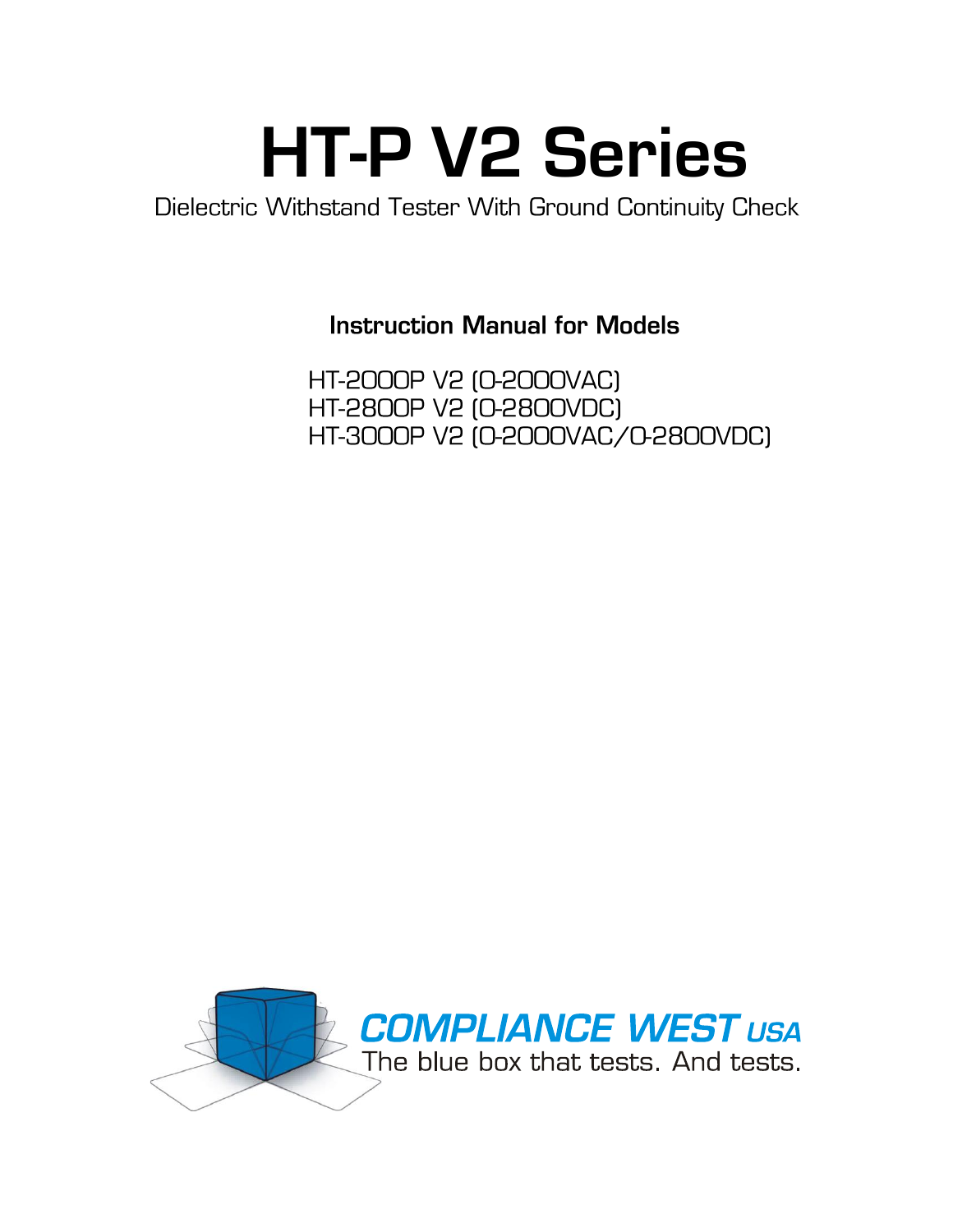# HT-P V2 Series

Dielectric Withstand Tester With Ground Continuity Check

**Instruction Manual for Models**

HT-2000P V2 (0-2000VAC)
HT-2800P V2 (0-2800VDC)
HT-3000P V2 (0-2000VAC/0-2800VDC)

COMPLIANCE WEST USA
The blue box that tests. And tests.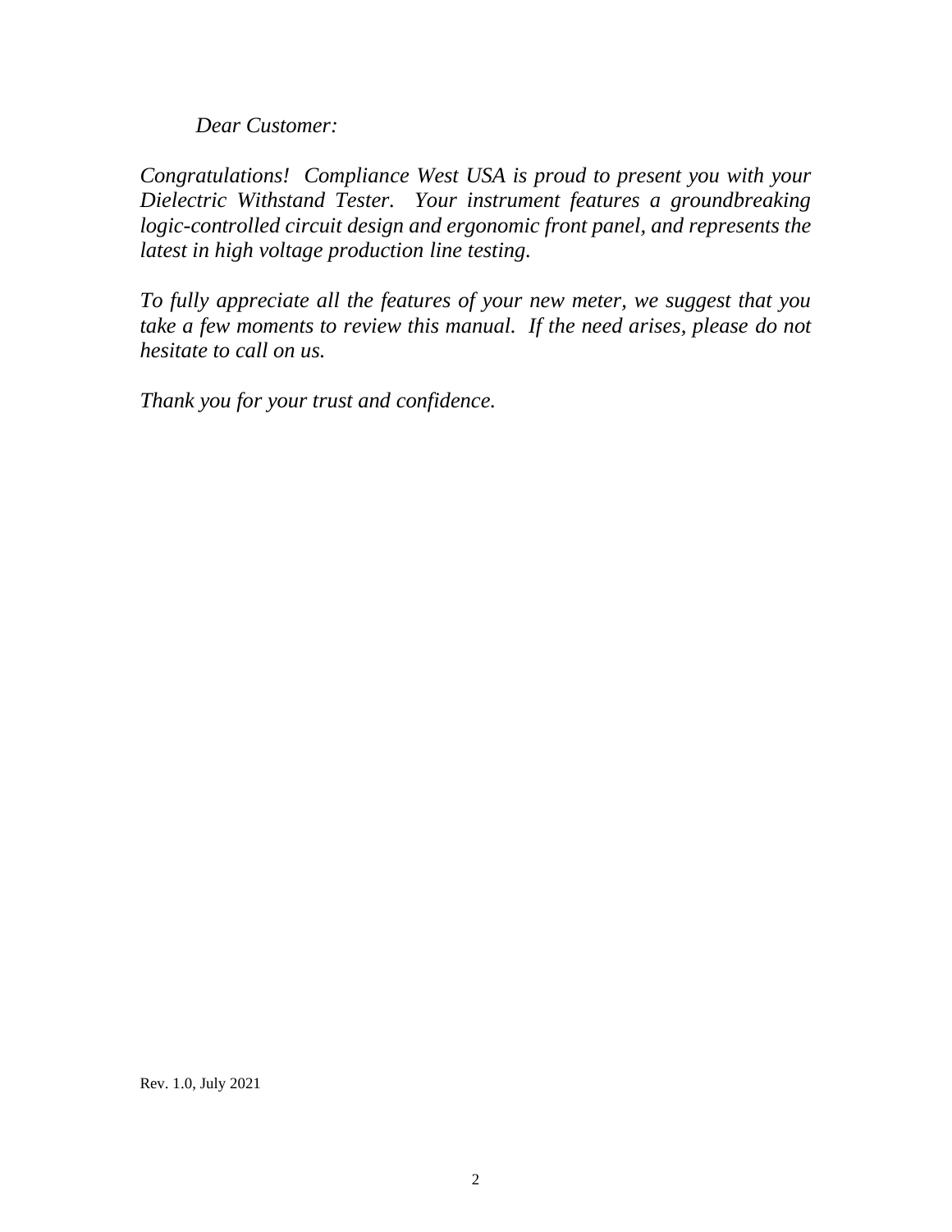*Dear Customer:*

*Congratulations! Compliance West USA is proud to present you with your Dielectric Withstand Tester. Your instrument features a groundbreaking logic-controlled circuit design and ergonomic front panel, and represents the latest in high voltage production line testing.*

*To fully appreciate all the features of your new meter, we suggest that you take a few moments to review this manual. If the need arises, please do not hesitate to call on us.*

*Thank you for your trust and confidence.*

Rev. 1.0, July 2021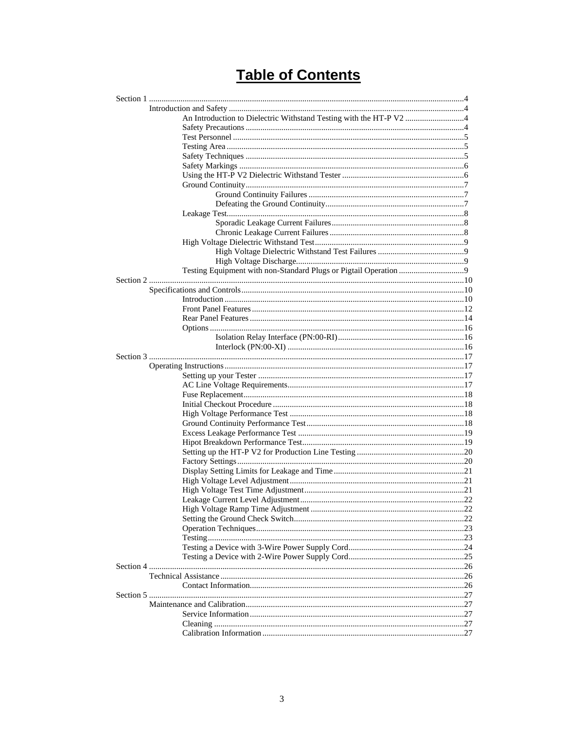# Table of Contents

- Section 1 ....................................................................................................................................4
  - Introduction and Safety ..............................................................................................................4
    - An Introduction to Dielectric Withstand Testing with the HT-P V2 ............................4
    - Safety Precautions .....................................................................................................4
    - Test Personnel ...........................................................................................................5
    - Testing Area ..............................................................................................................5
    - Safety Techniques .....................................................................................................5
    - Safety Markings ........................................................................................................6
    - Using the HT-P V2 Dielectric Withstand Tester ........................................................6
    - Ground Continuity.....................................................................................................7
      - Ground Continuity Failures ..........................................................................7
      - Defeating the Ground Continuity..................................................................7
    - Leakage Test..............................................................................................................8
      - Sporadic Leakage Current Failures...............................................................8
      - Chronic Leakage Current Failures ................................................................8
    - High Voltage Dielectric Withstand Test.....................................................................9
      - High Voltage Dielectric Withstand Test Failures .........................................9
      - High Voltage Discharge................................................................................9
    - Testing Equipment with non-Standard Plugs or Pigtail Operation ..............................9
- Section 2 ....................................................................................................................................10
  - Specifications and Controls.........................................................................................................10
    - Introduction ..............................................................................................................10
    - Front Panel Features ..................................................................................................12
    - Rear Panel Features ...................................................................................................14
    - Options .....................................................................................................................16
      - Isolation Relay Interface (PN:00-RI)............................................................16
      - Interlock (PN:00-XI) ...................................................................................16
- Section 3 ....................................................................................................................................17
  - Operating Instructions................................................................................................................17
    - Setting up your Tester ...............................................................................................17
    - AC Line Voltage Requirements..................................................................................17
    - Fuse Replacement......................................................................................................18
    - Initial Checkout Procedure .........................................................................................18
    - High Voltage Performance Test .................................................................................18
    - Ground Continuity Performance Test..........................................................................18
    - Excess Leakage Performance Test .............................................................................19
    - Hipot Breakdown Performance Test............................................................................19
    - Setting up the HT-P V2 for Production Line Testing ..................................................20
    - Factory Settings..........................................................................................................20
    - Display Setting Limits for Leakage and Time .............................................................21
    - High Voltage Level Adjustment..................................................................................21
    - High Voltage Test Time Adjustment...........................................................................21
    - Leakage Current Level Adjustment.............................................................................22
    - High Voltage Ramp Time Adjustment ........................................................................22
    - Setting the Ground Check Switch................................................................................22
    - Operation Techniques..................................................................................................23
    - Testing........................................................................................................................23
    - Testing a Device with 3-Wire Power Supply Cord......................................................24
    - Testing a Device with 2-Wire Power Supply Cord......................................................25
- Section 4 ....................................................................................................................................26
  - Technical Assistance ..................................................................................................................26
    - Contact Information....................................................................................................26
- Section 5 ....................................................................................................................................27
  - Maintenance and Calibration.......................................................................................................27
    - Service Information....................................................................................................27
    - Cleaning .....................................................................................................................27
    - Calibration Information ..............................................................................................27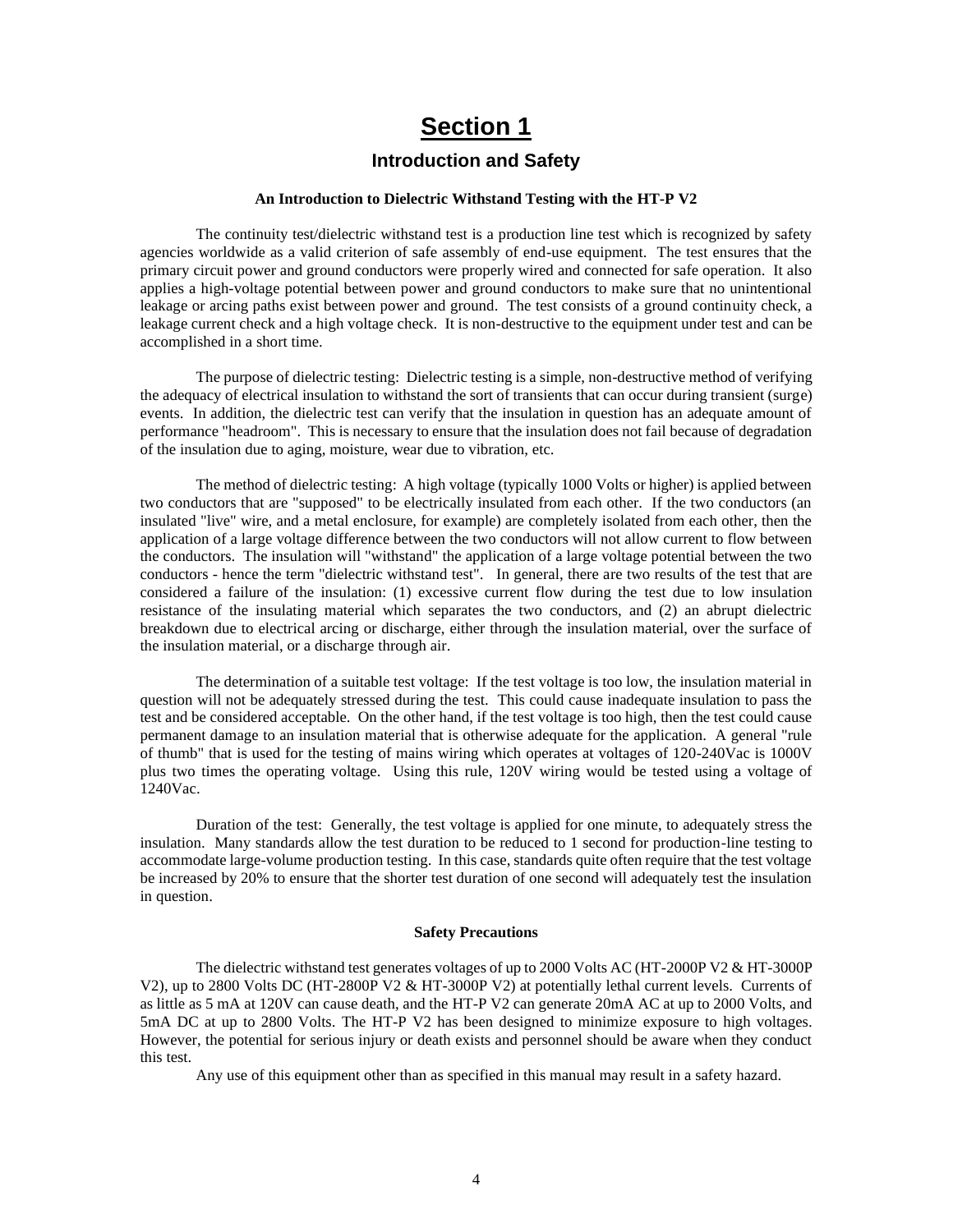# Section 1

## Introduction and Safety

### An Introduction to Dielectric Withstand Testing with the HT-P V2

The continuity test/dielectric withstand test is a production line test which is recognized by safety agencies worldwide as a valid criterion of safe assembly of end-use equipment. The test ensures that the primary circuit power and ground conductors were properly wired and connected for safe operation. It also applies a high-voltage potential between power and ground conductors to make sure that no unintentional leakage or arcing paths exist between power and ground. The test consists of a ground continuity check, a leakage current check and a high voltage check. It is non-destructive to the equipment under test and can be accomplished in a short time.

The purpose of dielectric testing: Dielectric testing is a simple, non-destructive method of verifying the adequacy of electrical insulation to withstand the sort of transients that can occur during transient (surge) events. In addition, the dielectric test can verify that the insulation in question has an adequate amount of performance "headroom". This is necessary to ensure that the insulation does not fail because of degradation of the insulation due to aging, moisture, wear due to vibration, etc.

The method of dielectric testing: A high voltage (typically 1000 Volts or higher) is applied between two conductors that are "supposed" to be electrically insulated from each other. If the two conductors (an insulated "live" wire, and a metal enclosure, for example) are completely isolated from each other, then the application of a large voltage difference between the two conductors will not allow current to flow between the conductors. The insulation will "withstand" the application of a large voltage potential between the two conductors - hence the term "dielectric withstand test". In general, there are two results of the test that are considered a failure of the insulation: (1) excessive current flow during the test due to low insulation resistance of the insulating material which separates the two conductors, and (2) an abrupt dielectric breakdown due to electrical arcing or discharge, either through the insulation material, over the surface of the insulation material, or a discharge through air.

The determination of a suitable test voltage: If the test voltage is too low, the insulation material in question will not be adequately stressed during the test. This could cause inadequate insulation to pass the test and be considered acceptable. On the other hand, if the test voltage is too high, then the test could cause permanent damage to an insulation material that is otherwise adequate for the application. A general "rule of thumb" that is used for the testing of mains wiring which operates at voltages of 120-240Vac is 1000V plus two times the operating voltage. Using this rule, 120V wiring would be tested using a voltage of 1240Vac.

Duration of the test: Generally, the test voltage is applied for one minute, to adequately stress the insulation. Many standards allow the test duration to be reduced to 1 second for production-line testing to accommodate large-volume production testing. In this case, standards quite often require that the test voltage be increased by 20% to ensure that the shorter test duration of one second will adequately test the insulation in question.

### Safety Precautions

The dielectric withstand test generates voltages of up to 2000 Volts AC (HT-2000P V2 & HT-3000P V2), up to 2800 Volts DC (HT-2800P V2 & HT-3000P V2) at potentially lethal current levels. Currents of as little as 5 mA at 120V can cause death, and the HT-P V2 can generate 20mA AC at up to 2000 Volts, and 5mA DC at up to 2800 Volts. The HT-P V2 has been designed to minimize exposure to high voltages. However, the potential for serious injury or death exists and personnel should be aware when they conduct this test.

Any use of this equipment other than as specified in this manual may result in a safety hazard.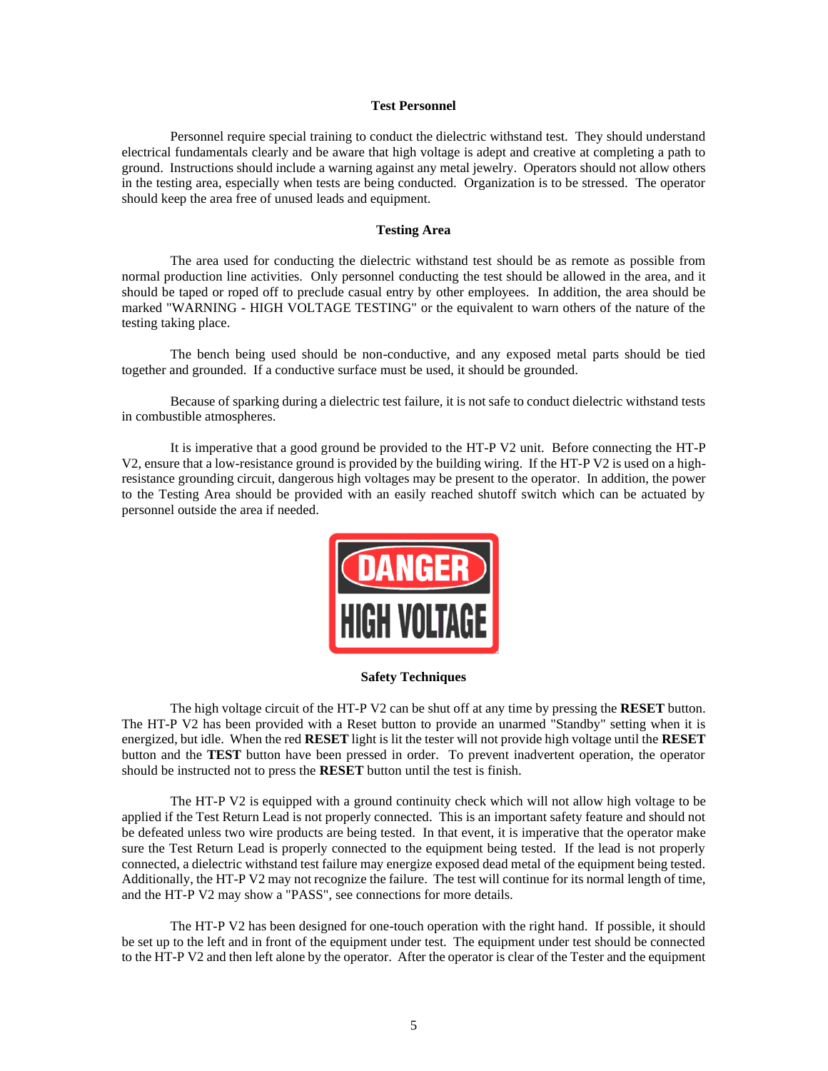**Test Personnel**

Personnel require special training to conduct the dielectric withstand test. They should understand electrical fundamentals clearly and be aware that high voltage is adept and creative at completing a path to ground. Instructions should include a warning against any metal jewelry. Operators should not allow others in the testing area, especially when tests are being conducted. Organization is to be stressed. The operator should keep the area free of unused leads and equipment.

**Testing Area**

The area used for conducting the dielectric withstand test should be as remote as possible from normal production line activities. Only personnel conducting the test should be allowed in the area, and it should be taped or roped off to preclude casual entry by other employees. In addition, the area should be marked "WARNING - HIGH VOLTAGE TESTING" or the equivalent to warn others of the nature of the testing taking place.

The bench being used should be non-conductive, and any exposed metal parts should be tied together and grounded. If a conductive surface must be used, it should be grounded.

Because of sparking during a dielectric test failure, it is not safe to conduct dielectric withstand tests in combustible atmospheres.

It is imperative that a good ground be provided to the HT-P V2 unit. Before connecting the HT-P V2, ensure that a low-resistance ground is provided by the building wiring. If the HT-P V2 is used on a high-resistance grounding circuit, dangerous high voltages may be present to the operator. In addition, the power to the Testing Area should be provided with an easily reached shutoff switch which can be actuated by personnel outside the area if needed.

DANGER
HIGH VOLTAGE

**Safety Techniques**

The high voltage circuit of the HT-P V2 can be shut off at any time by pressing the **RESET** button. The HT-P V2 has been provided with a Reset button to provide an unarmed "Standby" setting when it is energized, but idle. When the red **RESET** light is lit the tester will not provide high voltage until the **RESET** button and the **TEST** button have been pressed in order. To prevent inadvertent operation, the operator should be instructed not to press the **RESET** button until the test is finish.

The HT-P V2 is equipped with a ground continuity check which will not allow high voltage to be applied if the Test Return Lead is not properly connected. This is an important safety feature and should not be defeated unless two wire products are being tested. In that event, it is imperative that the operator make sure the Test Return Lead is properly connected to the equipment being tested. If the lead is not properly connected, a dielectric withstand test failure may energize exposed dead metal of the equipment being tested. Additionally, the HT-P V2 may not recognize the failure. The test will continue for its normal length of time, and the HT-P V2 may show a "PASS", see connections for more details.

The HT-P V2 has been designed for one-touch operation with the right hand. If possible, it should be set up to the left and in front of the equipment under test. The equipment under test should be connected to the HT-P V2 and then left alone by the operator. After the operator is clear of the Tester and the equipment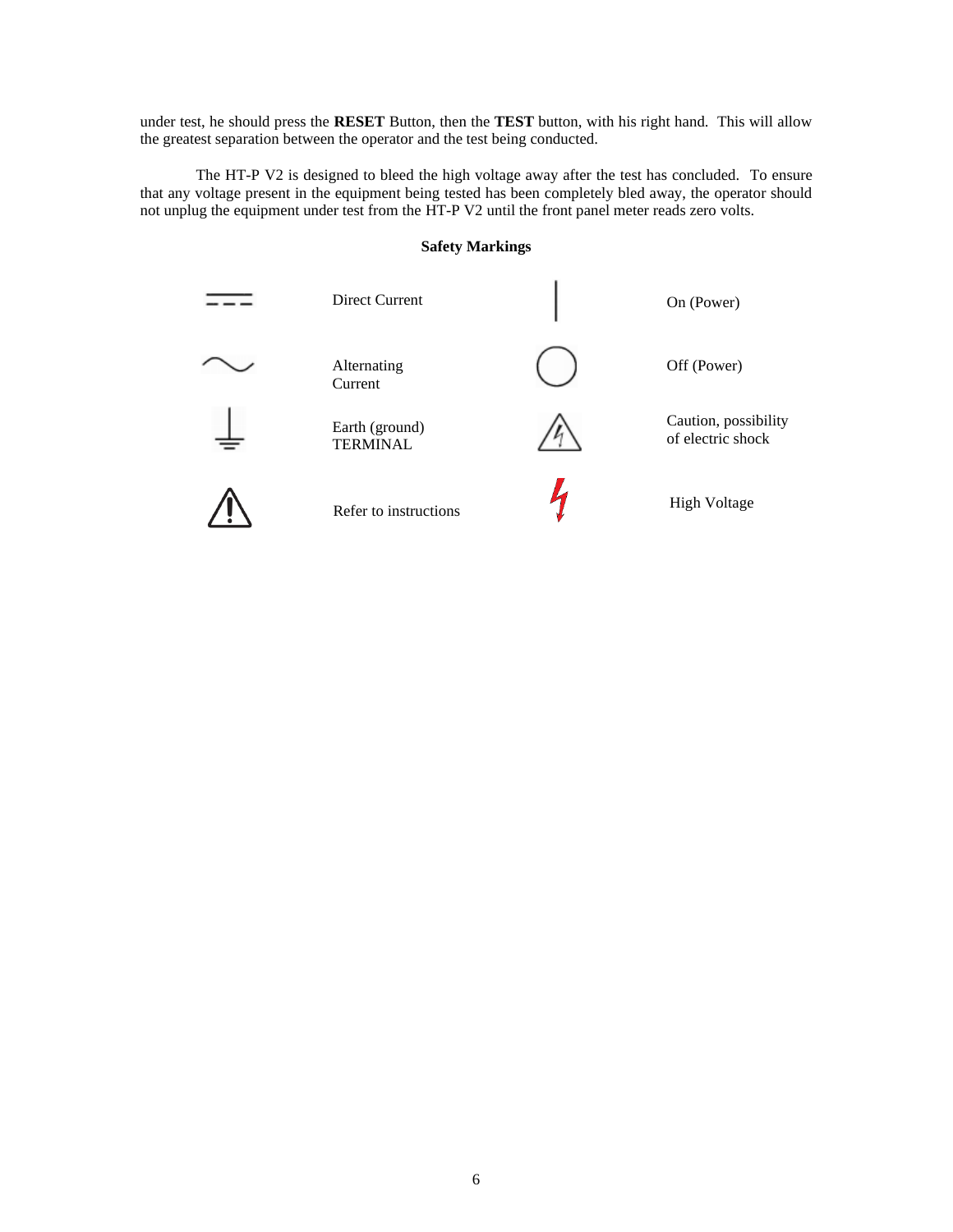under test, he should press the **RESET** Button, then the **TEST** button, with his right hand. This will allow the greatest separation between the operator and the test being conducted.

The HT-P V2 is designed to bleed the high voltage away after the test has concluded. To ensure that any voltage present in the equipment being tested has been completely bled away, the operator should not unplug the equipment under test from the HT-P V2 until the front panel meter reads zero volts.

**Safety Markings**

| Symbol | Meaning | Symbol | Meaning |
|---|---|---|---|
| ⎓ | Direct Current | \| | On (Power) |
| ∼ | Alternating Current | ◯ | Off (Power) |
| ⏚ | Earth (ground) TERMINAL | ⚠ | Caution, possibility of electric shock |
| ⚠ | Refer to instructions | ϟ | High Voltage |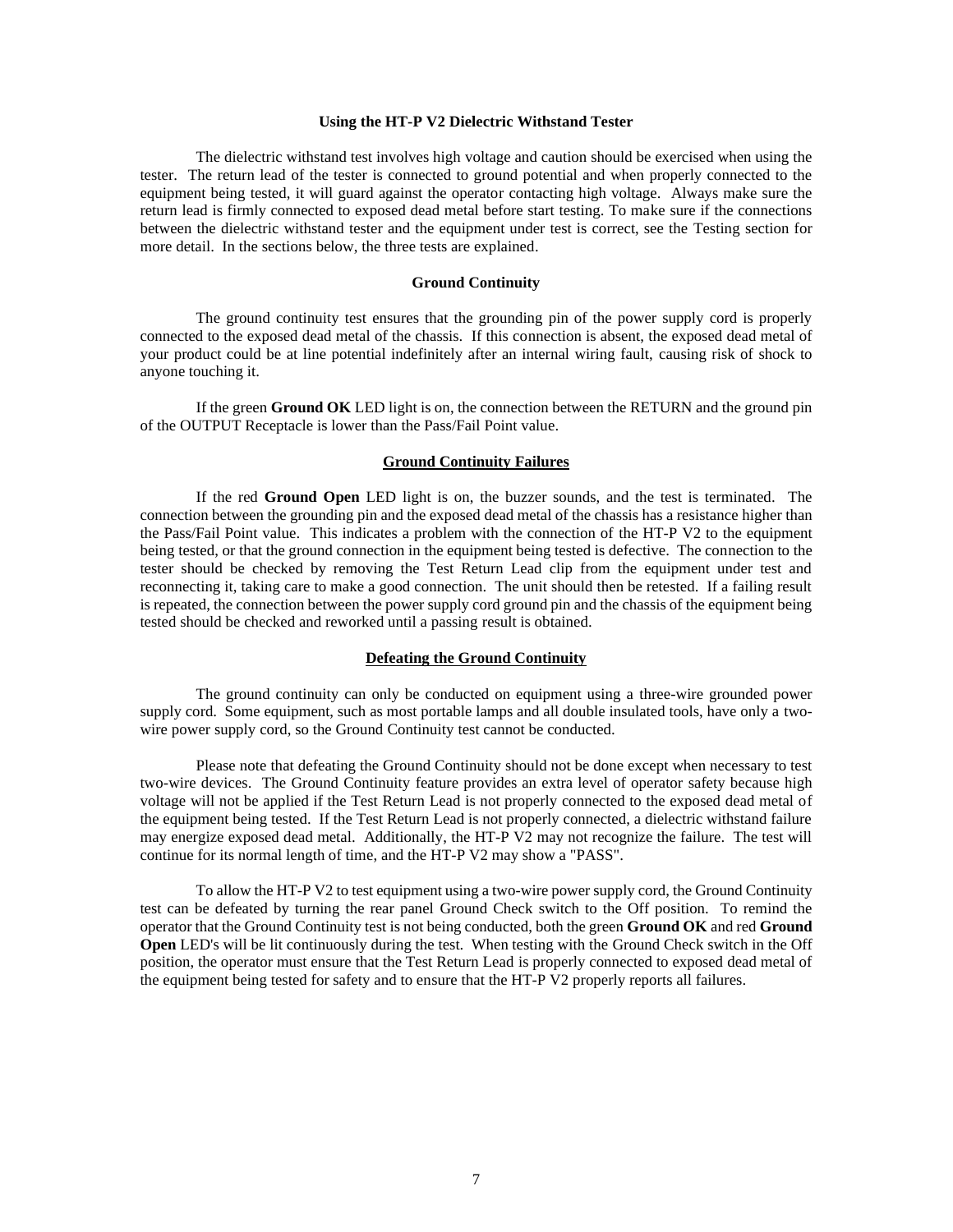## Using the HT-P V2 Dielectric Withstand Tester

The dielectric withstand test involves high voltage and caution should be exercised when using the tester. The return lead of the tester is connected to ground potential and when properly connected to the equipment being tested, it will guard against the operator contacting high voltage. Always make sure the return lead is firmly connected to exposed dead metal before start testing. To make sure if the connections between the dielectric withstand tester and the equipment under test is correct, see the Testing section for more detail. In the sections below, the three tests are explained.

### Ground Continuity

The ground continuity test ensures that the grounding pin of the power supply cord is properly connected to the exposed dead metal of the chassis. If this connection is absent, the exposed dead metal of your product could be at line potential indefinitely after an internal wiring fault, causing risk of shock to anyone touching it.

If the green **Ground OK** LED light is on, the connection between the RETURN and the ground pin of the OUTPUT Receptacle is lower than the Pass/Fail Point value.

#### Ground Continuity Failures

If the red **Ground Open** LED light is on, the buzzer sounds, and the test is terminated. The connection between the grounding pin and the exposed dead metal of the chassis has a resistance higher than the Pass/Fail Point value. This indicates a problem with the connection of the HT-P V2 to the equipment being tested, or that the ground connection in the equipment being tested is defective. The connection to the tester should be checked by removing the Test Return Lead clip from the equipment under test and reconnecting it, taking care to make a good connection. The unit should then be retested. If a failing result is repeated, the connection between the power supply cord ground pin and the chassis of the equipment being tested should be checked and reworked until a passing result is obtained.

#### Defeating the Ground Continuity

The ground continuity can only be conducted on equipment using a three-wire grounded power supply cord. Some equipment, such as most portable lamps and all double insulated tools, have only a two-wire power supply cord, so the Ground Continuity test cannot be conducted.

Please note that defeating the Ground Continuity should not be done except when necessary to test two-wire devices. The Ground Continuity feature provides an extra level of operator safety because high voltage will not be applied if the Test Return Lead is not properly connected to the exposed dead metal of the equipment being tested. If the Test Return Lead is not properly connected, a dielectric withstand failure may energize exposed dead metal. Additionally, the HT-P V2 may not recognize the failure. The test will continue for its normal length of time, and the HT-P V2 may show a "PASS".

To allow the HT-P V2 to test equipment using a two-wire power supply cord, the Ground Continuity test can be defeated by turning the rear panel Ground Check switch to the Off position. To remind the operator that the Ground Continuity test is not being conducted, both the green **Ground OK** and red **Ground Open** LED's will be lit continuously during the test. When testing with the Ground Check switch in the Off position, the operator must ensure that the Test Return Lead is properly connected to exposed dead metal of the equipment being tested for safety and to ensure that the HT-P V2 properly reports all failures.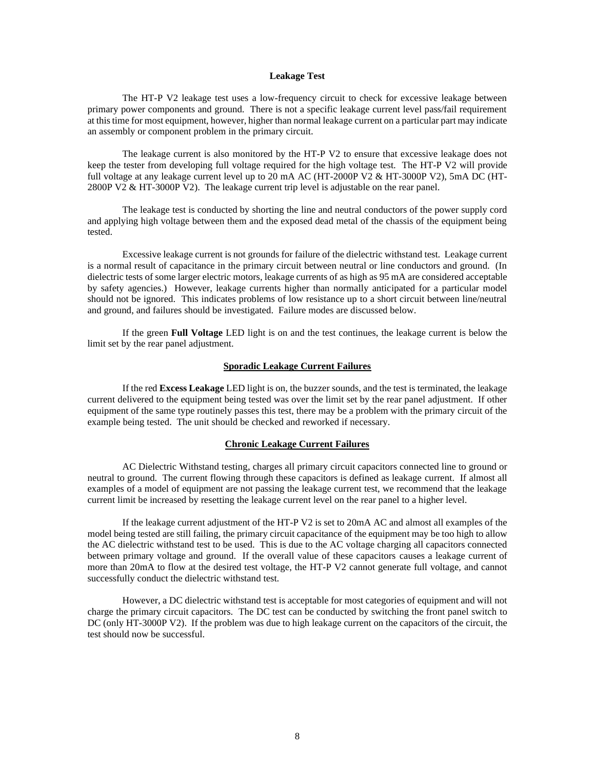## Leakage Test

The HT-P V2 leakage test uses a low-frequency circuit to check for excessive leakage between primary power components and ground. There is not a specific leakage current level pass/fail requirement at this time for most equipment, however, higher than normal leakage current on a particular part may indicate an assembly or component problem in the primary circuit.

The leakage current is also monitored by the HT-P V2 to ensure that excessive leakage does not keep the tester from developing full voltage required for the high voltage test. The HT-P V2 will provide full voltage at any leakage current level up to 20 mA AC (HT-2000P V2 & HT-3000P V2), 5mA DC (HT-2800P V2 & HT-3000P V2). The leakage current trip level is adjustable on the rear panel.

The leakage test is conducted by shorting the line and neutral conductors of the power supply cord and applying high voltage between them and the exposed dead metal of the chassis of the equipment being tested.

Excessive leakage current is not grounds for failure of the dielectric withstand test. Leakage current is a normal result of capacitance in the primary circuit between neutral or line conductors and ground. (In dielectric tests of some larger electric motors, leakage currents of as high as 95 mA are considered acceptable by safety agencies.) However, leakage currents higher than normally anticipated for a particular model should not be ignored. This indicates problems of low resistance up to a short circuit between line/neutral and ground, and failures should be investigated. Failure modes are discussed below.

If the green **Full Voltage** LED light is on and the test continues, the leakage current is below the limit set by the rear panel adjustment.

### Sporadic Leakage Current Failures

If the red **Excess Leakage** LED light is on, the buzzer sounds, and the test is terminated, the leakage current delivered to the equipment being tested was over the limit set by the rear panel adjustment. If other equipment of the same type routinely passes this test, there may be a problem with the primary circuit of the example being tested. The unit should be checked and reworked if necessary.

### Chronic Leakage Current Failures

AC Dielectric Withstand testing, charges all primary circuit capacitors connected line to ground or neutral to ground. The current flowing through these capacitors is defined as leakage current. If almost all examples of a model of equipment are not passing the leakage current test, we recommend that the leakage current limit be increased by resetting the leakage current level on the rear panel to a higher level.

If the leakage current adjustment of the HT-P V2 is set to 20mA AC and almost all examples of the model being tested are still failing, the primary circuit capacitance of the equipment may be too high to allow the AC dielectric withstand test to be used. This is due to the AC voltage charging all capacitors connected between primary voltage and ground. If the overall value of these capacitors causes a leakage current of more than 20mA to flow at the desired test voltage, the HT-P V2 cannot generate full voltage, and cannot successfully conduct the dielectric withstand test.

However, a DC dielectric withstand test is acceptable for most categories of equipment and will not charge the primary circuit capacitors. The DC test can be conducted by switching the front panel switch to DC (only HT-3000P V2). If the problem was due to high leakage current on the capacitors of the circuit, the test should now be successful.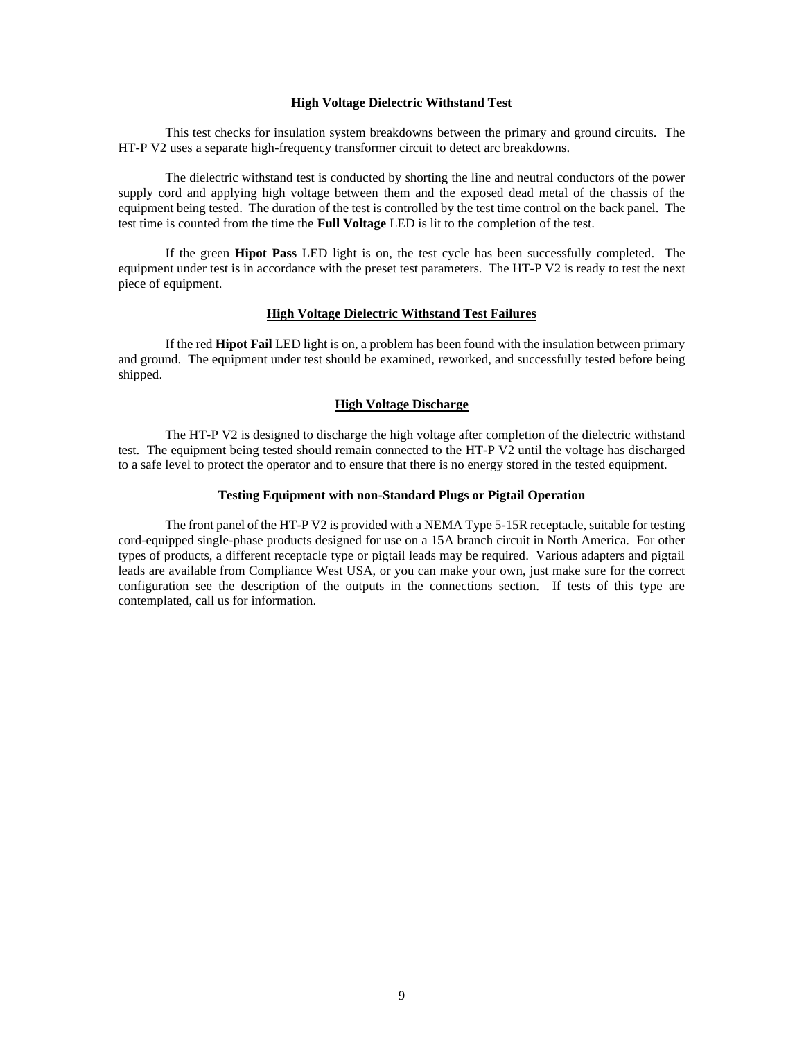## High Voltage Dielectric Withstand Test

This test checks for insulation system breakdowns between the primary and ground circuits. The HT-P V2 uses a separate high-frequency transformer circuit to detect arc breakdowns.

The dielectric withstand test is conducted by shorting the line and neutral conductors of the power supply cord and applying high voltage between them and the exposed dead metal of the chassis of the equipment being tested. The duration of the test is controlled by the test time control on the back panel. The test time is counted from the time the **Full Voltage** LED is lit to the completion of the test.

If the green **Hipot Pass** LED light is on, the test cycle has been successfully completed. The equipment under test is in accordance with the preset test parameters. The HT-P V2 is ready to test the next piece of equipment.

### High Voltage Dielectric Withstand Test Failures

If the red **Hipot Fail** LED light is on, a problem has been found with the insulation between primary and ground. The equipment under test should be examined, reworked, and successfully tested before being shipped.

### High Voltage Discharge

The HT-P V2 is designed to discharge the high voltage after completion of the dielectric withstand test. The equipment being tested should remain connected to the HT-P V2 until the voltage has discharged to a safe level to protect the operator and to ensure that there is no energy stored in the tested equipment.

## Testing Equipment with non-Standard Plugs or Pigtail Operation

The front panel of the HT-P V2 is provided with a NEMA Type 5-15R receptacle, suitable for testing cord-equipped single-phase products designed for use on a 15A branch circuit in North America. For other types of products, a different receptacle type or pigtail leads may be required. Various adapters and pigtail leads are available from Compliance West USA, or you can make your own, just make sure for the correct configuration see the description of the outputs in the connections section. If tests of this type are contemplated, call us for information.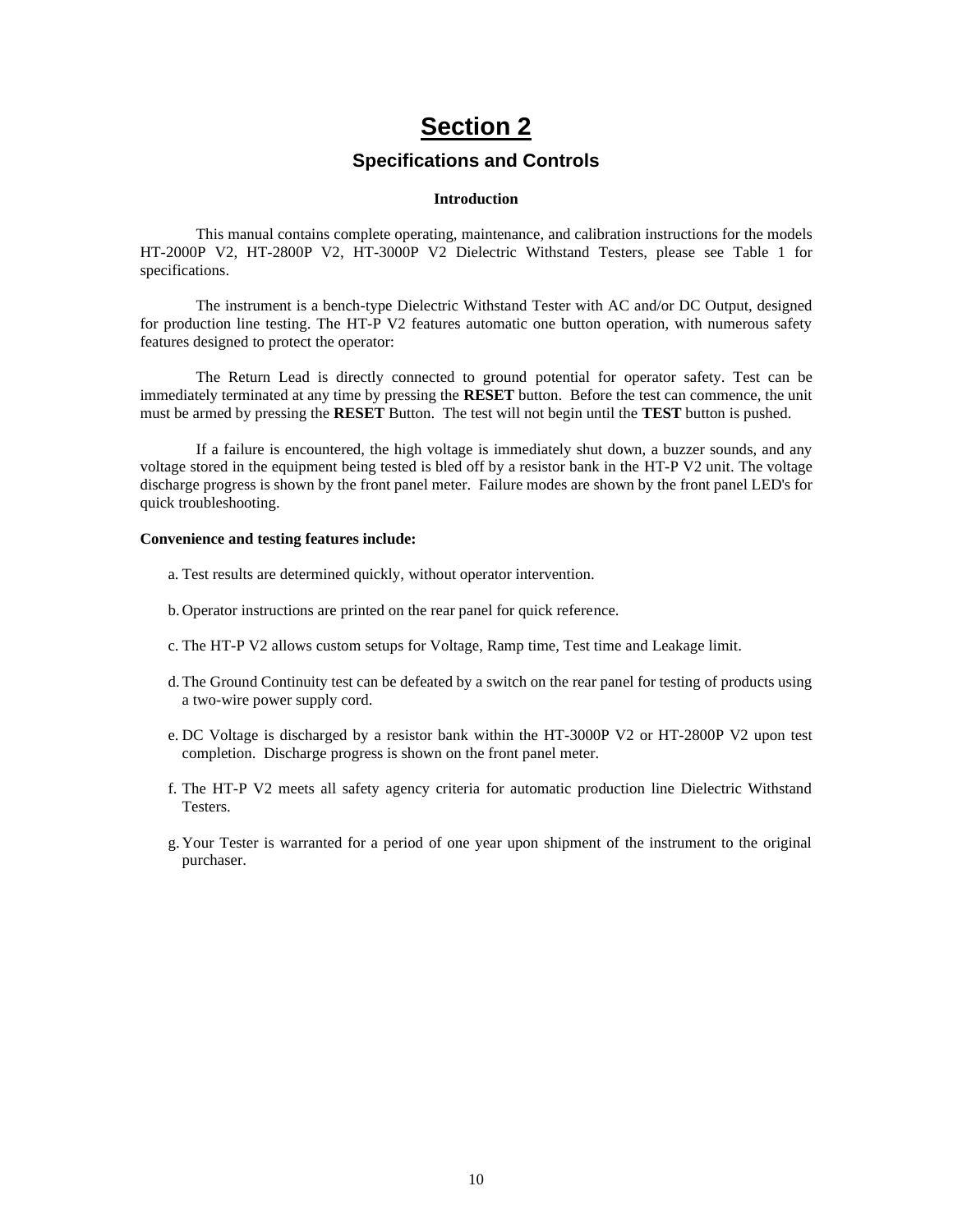# Section 2

## Specifications and Controls

### Introduction

This manual contains complete operating, maintenance, and calibration instructions for the models HT-2000P V2, HT-2800P V2, HT-3000P V2 Dielectric Withstand Testers, please see Table 1 for specifications.

The instrument is a bench-type Dielectric Withstand Tester with AC and/or DC Output, designed for production line testing. The HT-P V2 features automatic one button operation, with numerous safety features designed to protect the operator:

The Return Lead is directly connected to ground potential for operator safety. Test can be immediately terminated at any time by pressing the **RESET** button. Before the test can commence, the unit must be armed by pressing the **RESET** Button. The test will not begin until the **TEST** button is pushed.

If a failure is encountered, the high voltage is immediately shut down, a buzzer sounds, and any voltage stored in the equipment being tested is bled off by a resistor bank in the HT-P V2 unit. The voltage discharge progress is shown by the front panel meter. Failure modes are shown by the front panel LED's for quick troubleshooting.

**Convenience and testing features include:**

a. Test results are determined quickly, without operator intervention.

b. Operator instructions are printed on the rear panel for quick reference.

c. The HT-P V2 allows custom setups for Voltage, Ramp time, Test time and Leakage limit.

d. The Ground Continuity test can be defeated by a switch on the rear panel for testing of products using a two-wire power supply cord.

e. DC Voltage is discharged by a resistor bank within the HT-3000P V2 or HT-2800P V2 upon test completion. Discharge progress is shown on the front panel meter.

f. The HT-P V2 meets all safety agency criteria for automatic production line Dielectric Withstand Testers.

g. Your Tester is warranted for a period of one year upon shipment of the instrument to the original purchaser.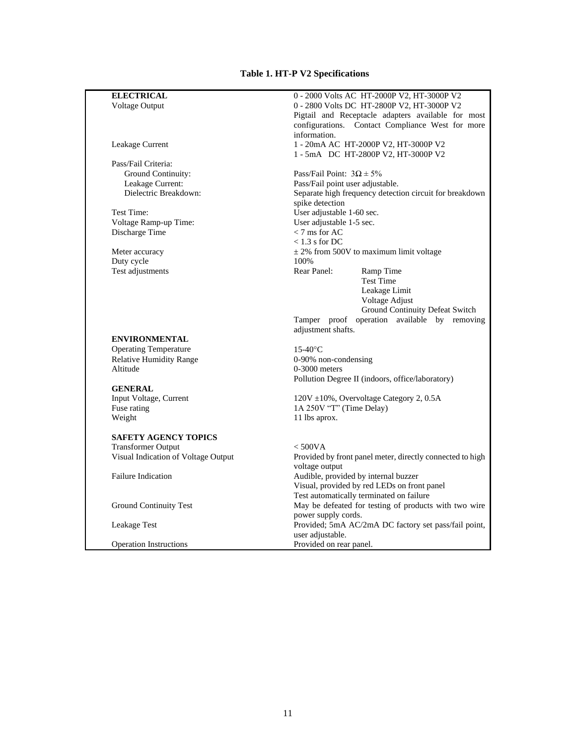**Table 1. HT-P V2 Specifications**

| | |
|---|---|
| **ELECTRICAL** | 0 - 2000 Volts AC HT-2000P V2, HT-3000P V2 |
| Voltage Output | 0 - 2800 Volts DC HT-2800P V2, HT-3000P V2<br>Pigtail and Receptacle adapters available for most configurations. Contact Compliance West for more information. |
| Leakage Current | 1 - 20mA AC HT-2000P V2, HT-3000P V2<br>1 - 5mA DC HT-2800P V2, HT-3000P V2 |
| Pass/Fail Criteria: | |
| Ground Continuity: | Pass/Fail Point: $3\Omega \pm 5\%$ |
| Leakage Current: | Pass/Fail point user adjustable. |
| Dielectric Breakdown: | Separate high frequency detection circuit for breakdown spike detection |
| Test Time: | User adjustable 1-60 sec. |
| Voltage Ramp-up Time: | User adjustable 1-5 sec. |
| Discharge Time | < 7 ms for AC<br>< 1.3 s for DC |
| Meter accuracy | ± 2% from 500V to maximum limit voltage |
| Duty cycle | 100% |
| Test adjustments | Rear Panel: Ramp Time<br>Test Time<br>Leakage Limit<br>Voltage Adjust<br>Ground Continuity Defeat Switch<br>Tamper proof operation available by removing adjustment shafts. |
| **ENVIRONMENTAL** | |
| Operating Temperature | 15-40°C |
| Relative Humidity Range | 0-90% non-condensing |
| Altitude | 0-3000 meters<br>Pollution Degree II (indoors, office/laboratory) |
| **GENERAL** | |
| Input Voltage, Current | 120V ±10%, Overvoltage Category 2, 0.5A |
| Fuse rating | 1A 250V "T" (Time Delay) |
| Weight | 11 lbs aprox. |
| **SAFETY AGENCY TOPICS** | |
| Transformer Output | < 500VA |
| Visual Indication of Voltage Output | Provided by front panel meter, directly connected to high voltage output |
| Failure Indication | Audible, provided by internal buzzer<br>Visual, provided by red LEDs on front panel<br>Test automatically terminated on failure |
| Ground Continuity Test | May be defeated for testing of products with two wire power supply cords. |
| Leakage Test | Provided; 5mA AC/2mA DC factory set pass/fail point, user adjustable. |
| Operation Instructions | Provided on rear panel. |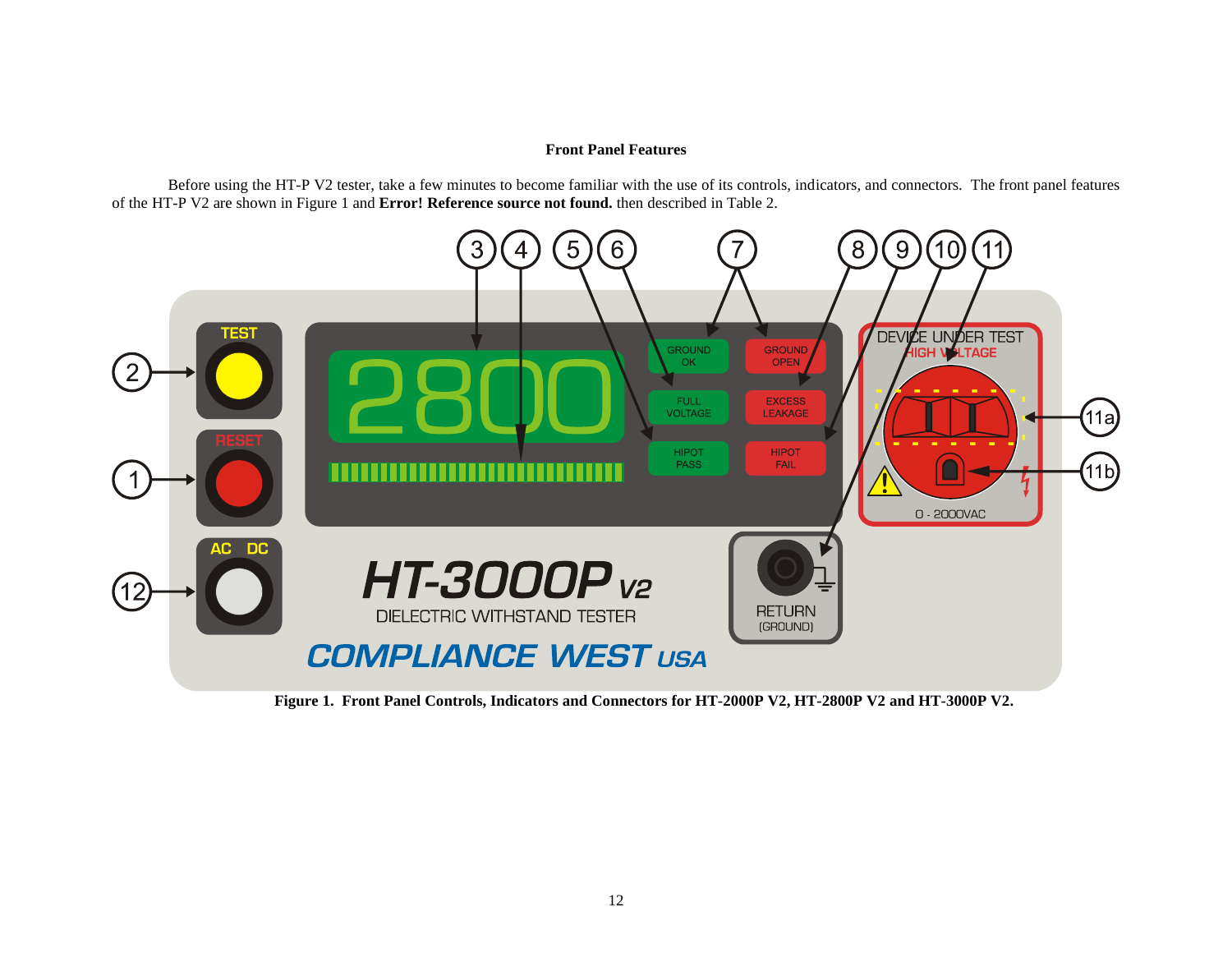### Front Panel Features

Before using the HT-P V2 tester, take a few minutes to become familiar with the use of its controls, indicators, and connectors. The front panel features of the HT-P V2 are shown in Figure 1 and **Error! Reference source not found.** then described in Table 2.

**Figure 1. Front Panel Controls, Indicators and Connectors for HT-2000P V2, HT-2800P V2 and HT-3000P V2.**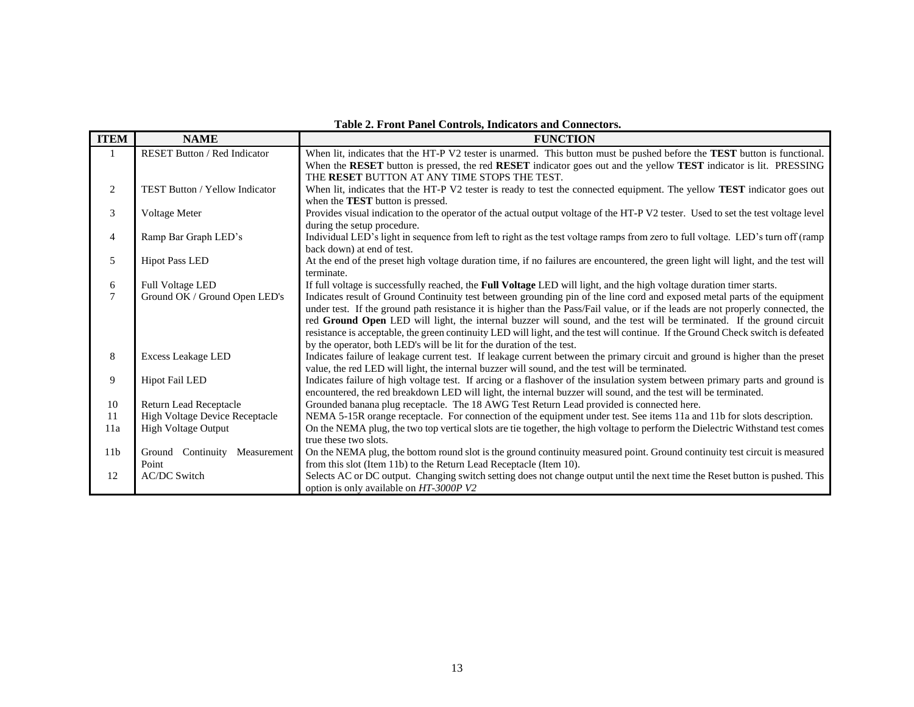**Table 2. Front Panel Controls, Indicators and Connectors.**

| ITEM | NAME | FUNCTION |
|---|---|---|
| 1 | RESET Button / Red Indicator | When lit, indicates that the HT-P V2 tester is unarmed. This button must be pushed before the **TEST** button is functional. When the **RESET** button is pressed, the red **RESET** indicator goes out and the yellow **TEST** indicator is lit. PRESSING THE **RESET** BUTTON AT ANY TIME STOPS THE TEST. |
| 2 | TEST Button / Yellow Indicator | When lit, indicates that the HT-P V2 tester is ready to test the connected equipment. The yellow **TEST** indicator goes out when the **TEST** button is pressed. |
| 3 | Voltage Meter | Provides visual indication to the operator of the actual output voltage of the HT-P V2 tester. Used to set the test voltage level during the setup procedure. |
| 4 | Ramp Bar Graph LED's | Individual LED's light in sequence from left to right as the test voltage ramps from zero to full voltage. LED's turn off (ramp back down) at end of test. |
| 5 | Hipot Pass LED | At the end of the preset high voltage duration time, if no failures are encountered, the green light will light, and the test will terminate. |
| 6 | Full Voltage LED | If full voltage is successfully reached, the **Full Voltage** LED will light, and the high voltage duration timer starts. |
| 7 | Ground OK / Ground Open LED's | Indicates result of Ground Continuity test between grounding pin of the line cord and exposed metal parts of the equipment under test. If the ground path resistance it is higher than the Pass/Fail value, or if the leads are not properly connected, the red **Ground Open** LED will light, the internal buzzer will sound, and the test will be terminated. If the ground circuit resistance is acceptable, the green continuity LED will light, and the test will continue. If the Ground Check switch is defeated by the operator, both LED's will be lit for the duration of the test. |
| 8 | Excess Leakage LED | Indicates failure of leakage current test. If leakage current between the primary circuit and ground is higher than the preset value, the red LED will light, the internal buzzer will sound, and the test will be terminated. |
| 9 | Hipot Fail LED | Indicates failure of high voltage test. If arcing or a flashover of the insulation system between primary parts and ground is encountered, the red breakdown LED will light, the internal buzzer will sound, and the test will be terminated. |
| 10 | Return Lead Receptacle | Grounded banana plug receptacle. The 18 AWG Test Return Lead provided is connected here. |
| 11 | High Voltage Device Receptacle | NEMA 5-15R orange receptacle. For connection of the equipment under test. See items 11a and 11b for slots description. |
| 11a | High Voltage Output | On the NEMA plug, the two top vertical slots are tie together, the high voltage to perform the Dielectric Withstand test comes true these two slots. |
| 11b | Ground Continuity Measurement Point | On the NEMA plug, the bottom round slot is the ground continuity measured point. Ground continuity test circuit is measured from this slot (Item 11b) to the Return Lead Receptacle (Item 10). |
| 12 | AC/DC Switch | Selects AC or DC output. Changing switch setting does not change output until the next time the Reset button is pushed. This option is only available on *HT-3000P V2* |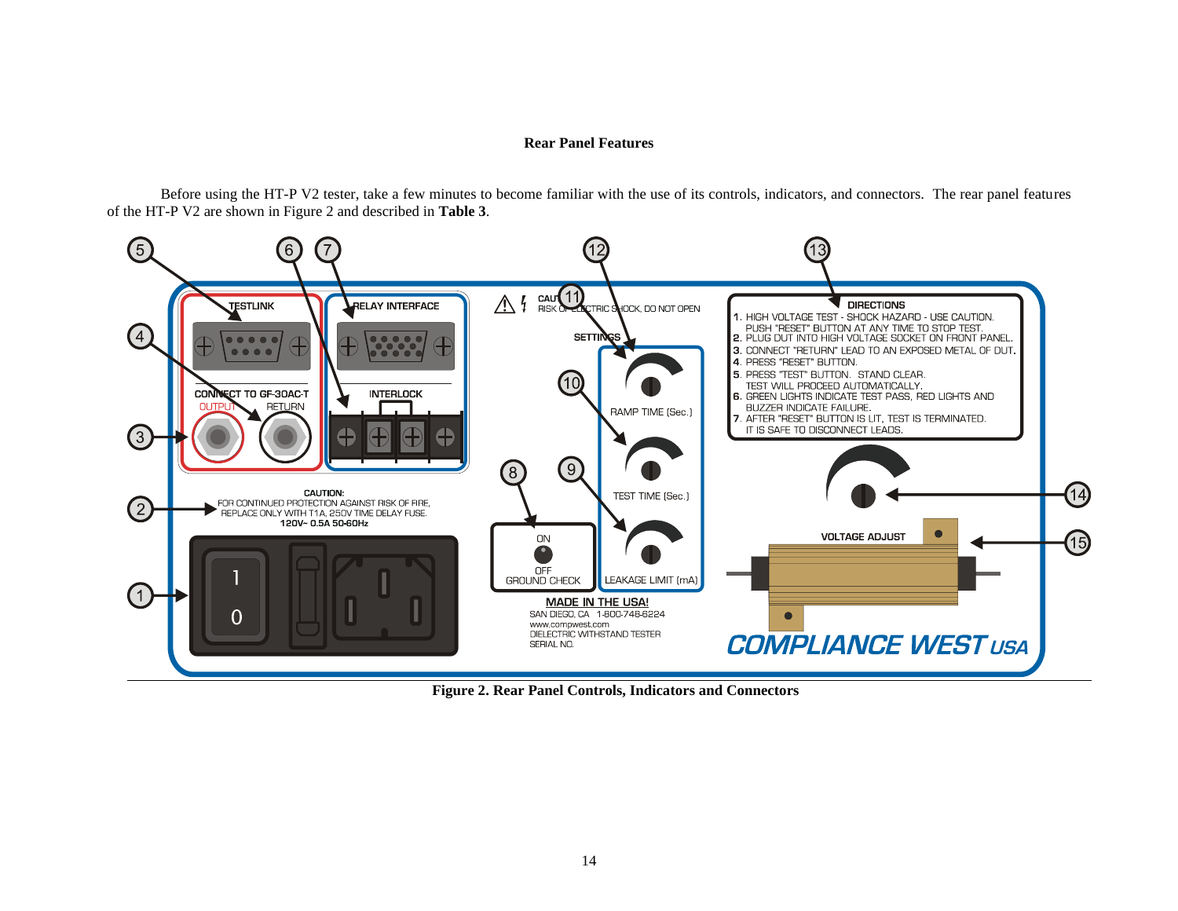## Rear Panel Features

Before using the HT-P V2 tester, take a few minutes to become familiar with the use of its controls, indicators, and connectors. The rear panel features of the HT-P V2 are shown in Figure 2 and described in **Table 3**.

**Figure 2. Rear Panel Controls, Indicators and Connectors**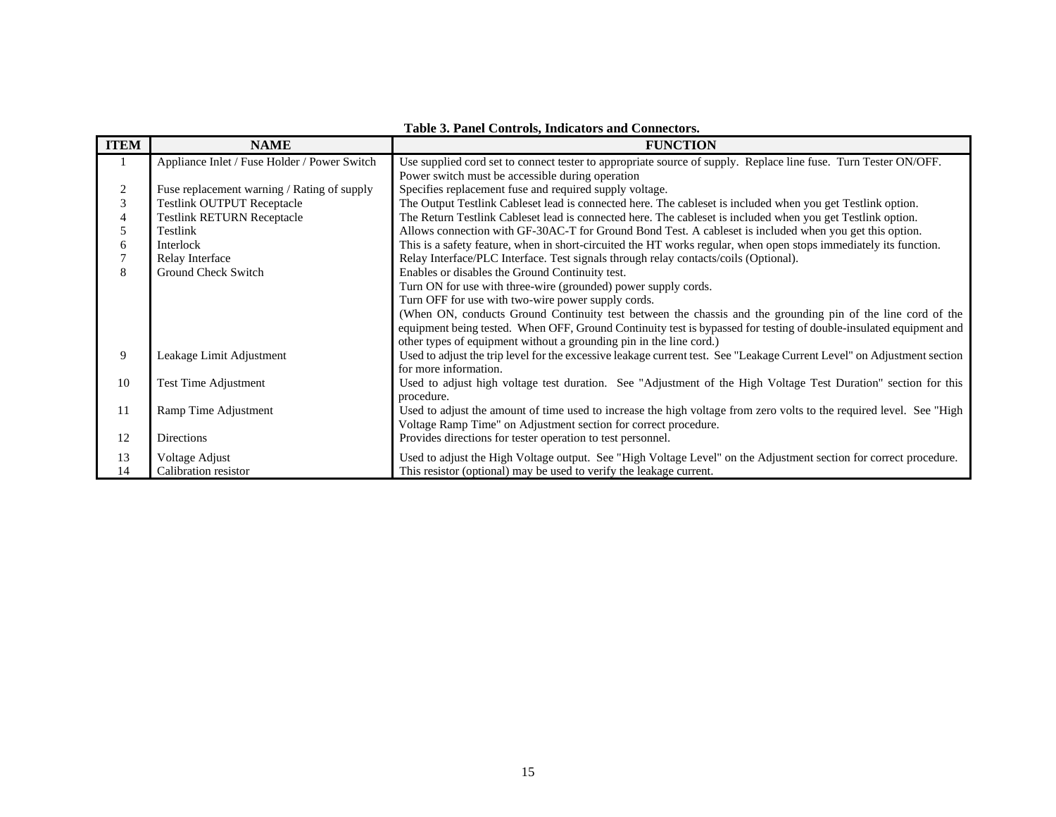**Table 3. Panel Controls, Indicators and Connectors.**

| ITEM | NAME | FUNCTION |
|---|---|---|
| 1 | Appliance Inlet / Fuse Holder / Power Switch | Use supplied cord set to connect tester to appropriate source of supply. Replace line fuse. Turn Tester ON/OFF. Power switch must be accessible during operation |
| 2 | Fuse replacement warning / Rating of supply | Specifies replacement fuse and required supply voltage. |
| 3 | Testlink OUTPUT Receptacle | The Output Testlink Cableset lead is connected here. The cableset is included when you get Testlink option. |
| 4 | Testlink RETURN Receptacle | The Return Testlink Cableset lead is connected here. The cableset is included when you get Testlink option. |
| 5 | Testlink | Allows connection with GF-30AC-T for Ground Bond Test. A cableset is included when you get this option. |
| 6 | Interlock | This is a safety feature, when in short-circuited the HT works regular, when open stops immediately its function. |
| 7 | Relay Interface | Relay Interface/PLC Interface. Test signals through relay contacts/coils (Optional). |
| 8 | Ground Check Switch | Enables or disables the Ground Continuity test.<br>Turn ON for use with three-wire (grounded) power supply cords.<br>Turn OFF for use with two-wire power supply cords.<br>(When ON, conducts Ground Continuity test between the chassis and the grounding pin of the line cord of the equipment being tested. When OFF, Ground Continuity test is bypassed for testing of double-insulated equipment and other types of equipment without a grounding pin in the line cord.) |
| 9 | Leakage Limit Adjustment | Used to adjust the trip level for the excessive leakage current test. See "Leakage Current Level" on Adjustment section for more information. |
| 10 | Test Time Adjustment | Used to adjust high voltage test duration. See "Adjustment of the High Voltage Test Duration" section for this procedure. |
| 11 | Ramp Time Adjustment | Used to adjust the amount of time used to increase the high voltage from zero volts to the required level. See "High Voltage Ramp Time" on Adjustment section for correct procedure. |
| 12 | Directions | Provides directions for tester operation to test personnel. |
| 13 | Voltage Adjust | Used to adjust the High Voltage output. See "High Voltage Level" on the Adjustment section for correct procedure. |
| 14 | Calibration resistor | This resistor (optional) may be used to verify the leakage current. |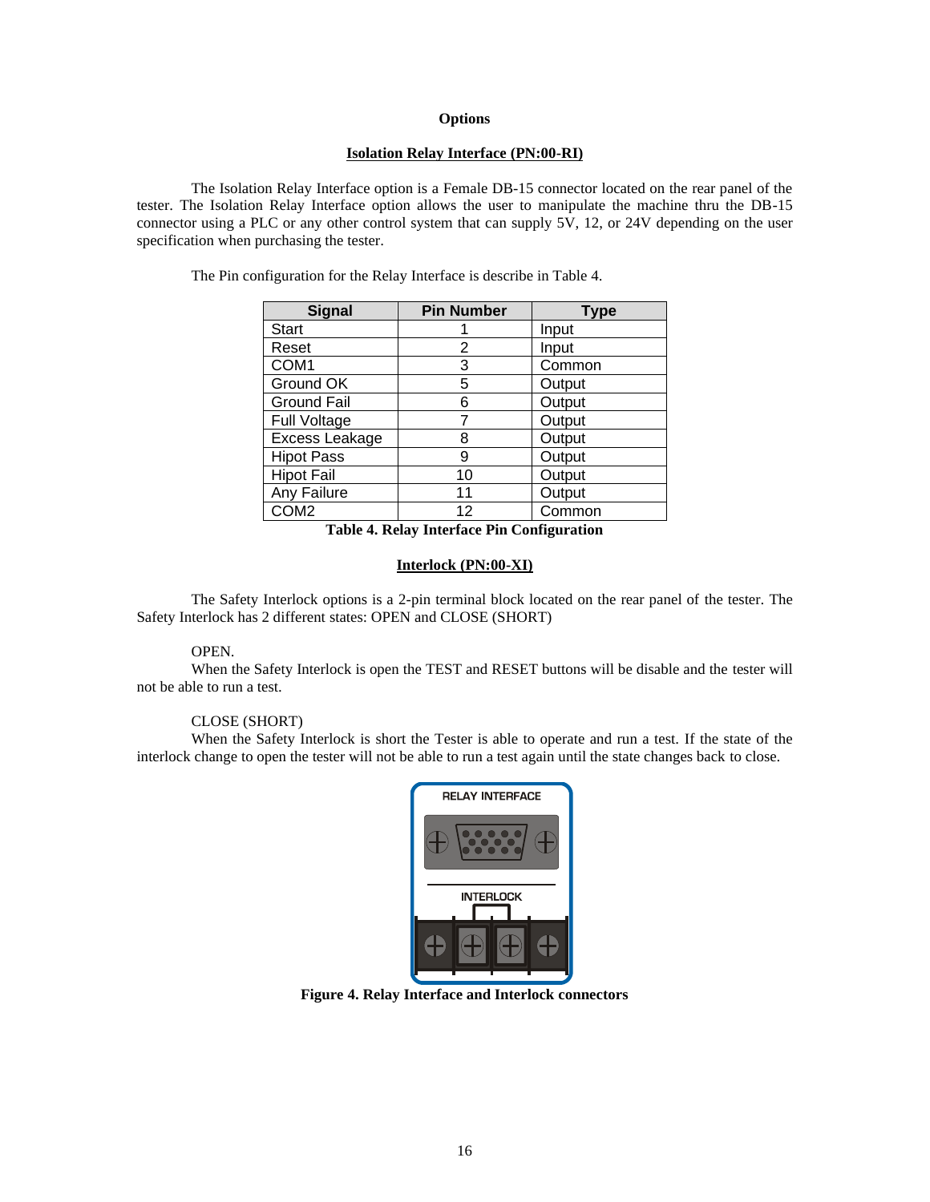# Options

## Isolation Relay Interface (PN:00-RI)

The Isolation Relay Interface option is a Female DB-15 connector located on the rear panel of the tester. The Isolation Relay Interface option allows the user to manipulate the machine thru the DB-15 connector using a PLC or any other control system that can supply 5V, 12, or 24V depending on the user specification when purchasing the tester.

The Pin configuration for the Relay Interface is describe in Table 4.

| Signal | Pin Number | Type |
|---|---|---|
| Start | 1 | Input |
| Reset | 2 | Input |
| COM1 | 3 | Common |
| Ground OK | 5 | Output |
| Ground Fail | 6 | Output |
| Full Voltage | 7 | Output |
| Excess Leakage | 8 | Output |
| Hipot Pass | 9 | Output |
| Hipot Fail | 10 | Output |
| Any Failure | 11 | Output |
| COM2 | 12 | Common |

**Table 4. Relay Interface Pin Configuration**

## Interlock (PN:00-XI)

The Safety Interlock options is a 2-pin terminal block located on the rear panel of the tester. The Safety Interlock has 2 different states: OPEN and CLOSE (SHORT)

OPEN.

When the Safety Interlock is open the TEST and RESET buttons will be disable and the tester will not be able to run a test.

CLOSE (SHORT)

When the Safety Interlock is short the Tester is able to operate and run a test. If the state of the interlock change to open the tester will not be able to run a test again until the state changes back to close.

**Figure 4. Relay Interface and Interlock connectors**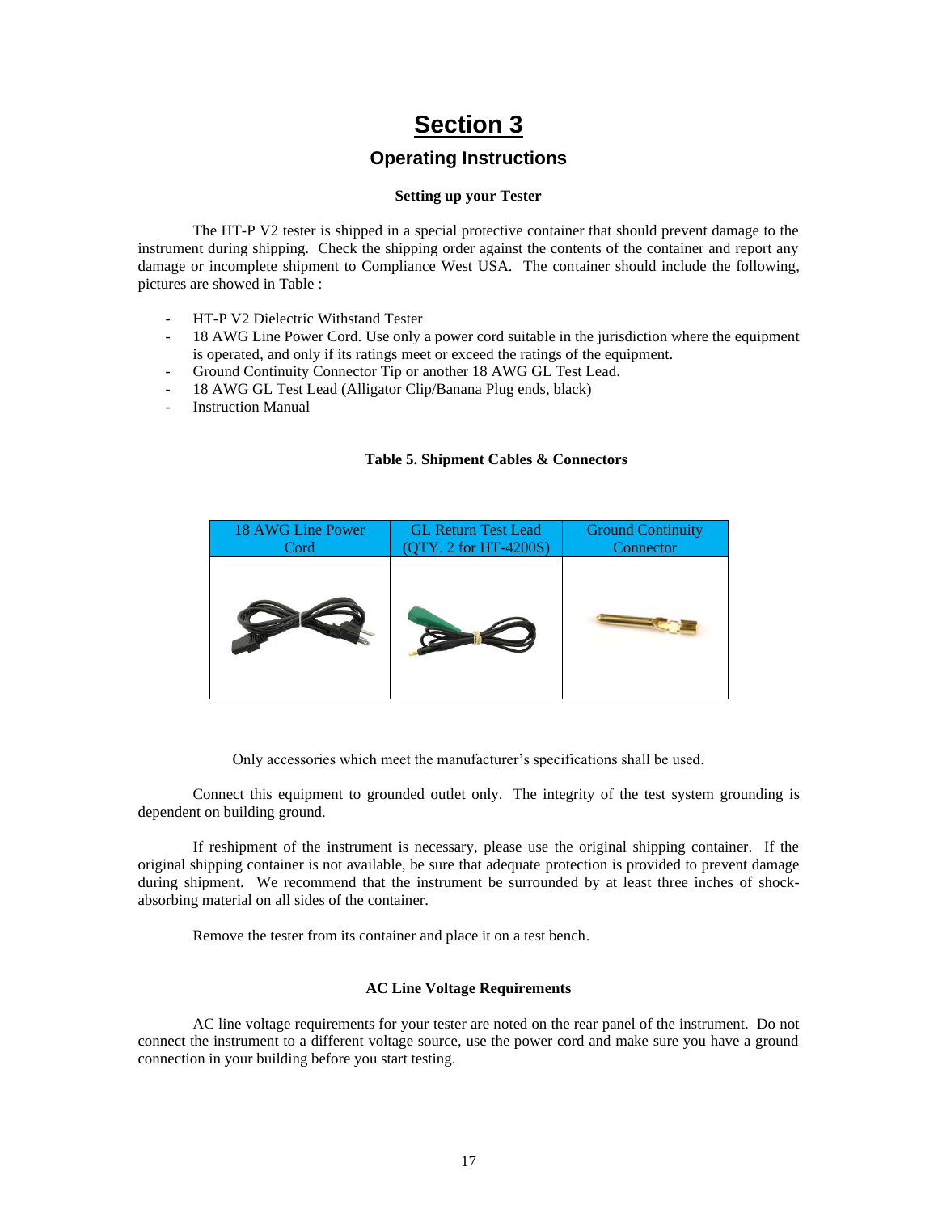# Section 3

## Operating Instructions

### Setting up your Tester

The HT-P V2 tester is shipped in a special protective container that should prevent damage to the instrument during shipping. Check the shipping order against the contents of the container and report any damage or incomplete shipment to Compliance West USA. The container should include the following, pictures are showed in Table :

- HT-P V2 Dielectric Withstand Tester
- 18 AWG Line Power Cord. Use only a power cord suitable in the jurisdiction where the equipment is operated, and only if its ratings meet or exceed the ratings of the equipment.
- Ground Continuity Connector Tip or another 18 AWG GL Test Lead.
- 18 AWG GL Test Lead (Alligator Clip/Banana Plug ends, black)
- Instruction Manual

**Table 5. Shipment Cables & Connectors**

| 18 AWG Line Power Cord | GL Return Test Lead (QTY. 2 for HT-4200S) | Ground Continuity Connector |
|---|---|---|
| | | |

Only accessories which meet the manufacturer's specifications shall be used.

Connect this equipment to grounded outlet only. The integrity of the test system grounding is dependent on building ground.

If reshipment of the instrument is necessary, please use the original shipping container. If the original shipping container is not available, be sure that adequate protection is provided to prevent damage during shipment. We recommend that the instrument be surrounded by at least three inches of shock-absorbing material on all sides of the container.

Remove the tester from its container and place it on a test bench.

### AC Line Voltage Requirements

AC line voltage requirements for your tester are noted on the rear panel of the instrument. Do not connect the instrument to a different voltage source, use the power cord and make sure you have a ground connection in your building before you start testing.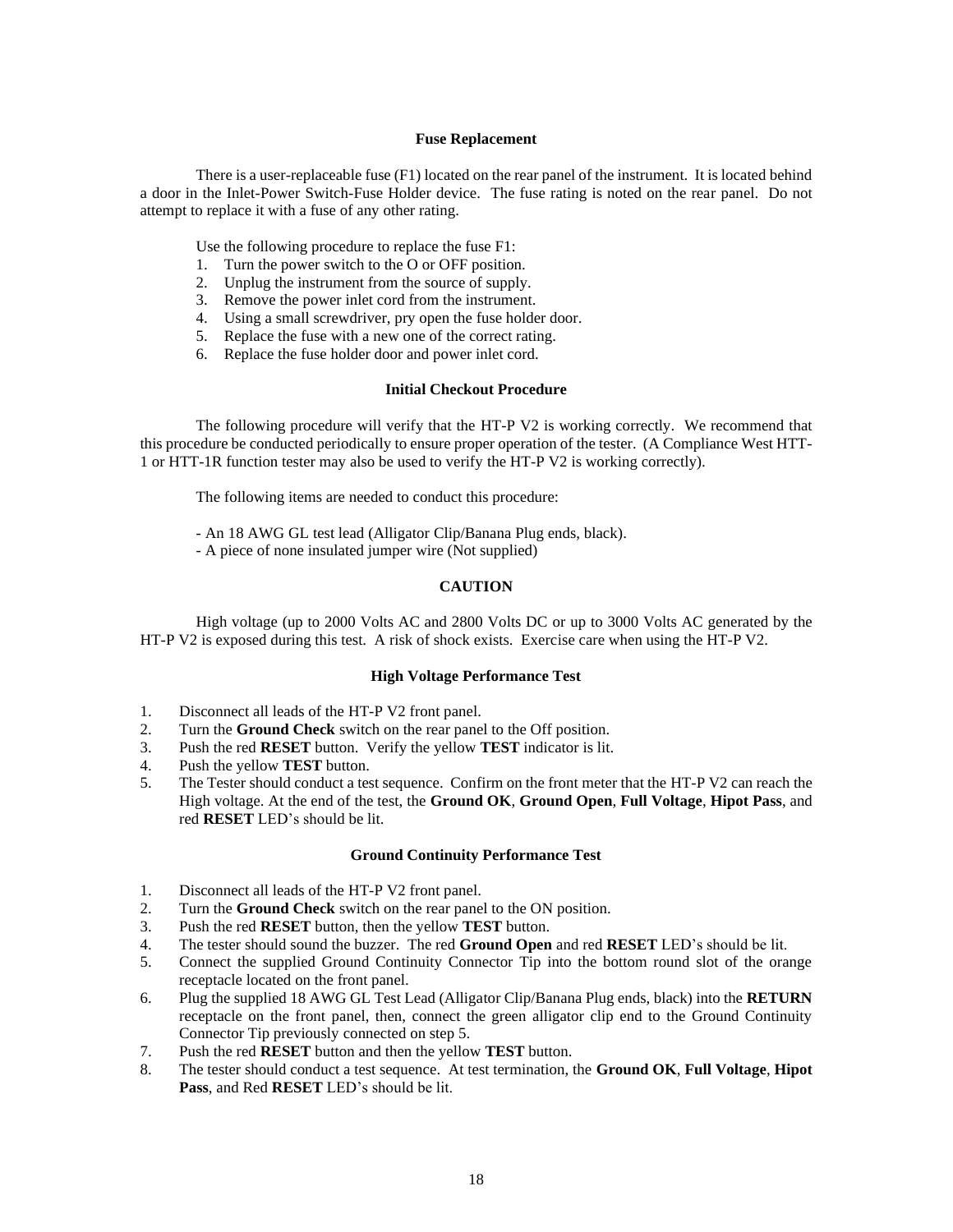## Fuse Replacement

There is a user-replaceable fuse (F1) located on the rear panel of the instrument. It is located behind a door in the Inlet-Power Switch-Fuse Holder device. The fuse rating is noted on the rear panel. Do not attempt to replace it with a fuse of any other rating.

Use the following procedure to replace the fuse F1:

1. Turn the power switch to the O or OFF position.
2. Unplug the instrument from the source of supply.
3. Remove the power inlet cord from the instrument.
4. Using a small screwdriver, pry open the fuse holder door.
5. Replace the fuse with a new one of the correct rating.
6. Replace the fuse holder door and power inlet cord.

## Initial Checkout Procedure

The following procedure will verify that the HT-P V2 is working correctly. We recommend that this procedure be conducted periodically to ensure proper operation of the tester. (A Compliance West HTT-1 or HTT-1R function tester may also be used to verify the HT-P V2 is working correctly).

The following items are needed to conduct this procedure:

- An 18 AWG GL test lead (Alligator Clip/Banana Plug ends, black).
- A piece of none insulated jumper wire (Not supplied)

## CAUTION

High voltage (up to 2000 Volts AC and 2800 Volts DC or up to 3000 Volts AC generated by the HT-P V2 is exposed during this test. A risk of shock exists. Exercise care when using the HT-P V2.

## High Voltage Performance Test

1. Disconnect all leads of the HT-P V2 front panel.
2. Turn the **Ground Check** switch on the rear panel to the Off position.
3. Push the red **RESET** button. Verify the yellow **TEST** indicator is lit.
4. Push the yellow **TEST** button.
5. The Tester should conduct a test sequence. Confirm on the front meter that the HT-P V2 can reach the High voltage. At the end of the test, the **Ground OK**, **Ground Open**, **Full Voltage**, **Hipot Pass**, and red **RESET** LED's should be lit.

## Ground Continuity Performance Test

1. Disconnect all leads of the HT-P V2 front panel.
2. Turn the **Ground Check** switch on the rear panel to the ON position.
3. Push the red **RESET** button, then the yellow **TEST** button.
4. The tester should sound the buzzer. The red **Ground Open** and red **RESET** LED's should be lit.
5. Connect the supplied Ground Continuity Connector Tip into the bottom round slot of the orange receptacle located on the front panel.
6. Plug the supplied 18 AWG GL Test Lead (Alligator Clip/Banana Plug ends, black) into the **RETURN** receptacle on the front panel, then, connect the green alligator clip end to the Ground Continuity Connector Tip previously connected on step 5.
7. Push the red **RESET** button and then the yellow **TEST** button.
8. The tester should conduct a test sequence. At test termination, the **Ground OK**, **Full Voltage**, **Hipot Pass**, and Red **RESET** LED's should be lit.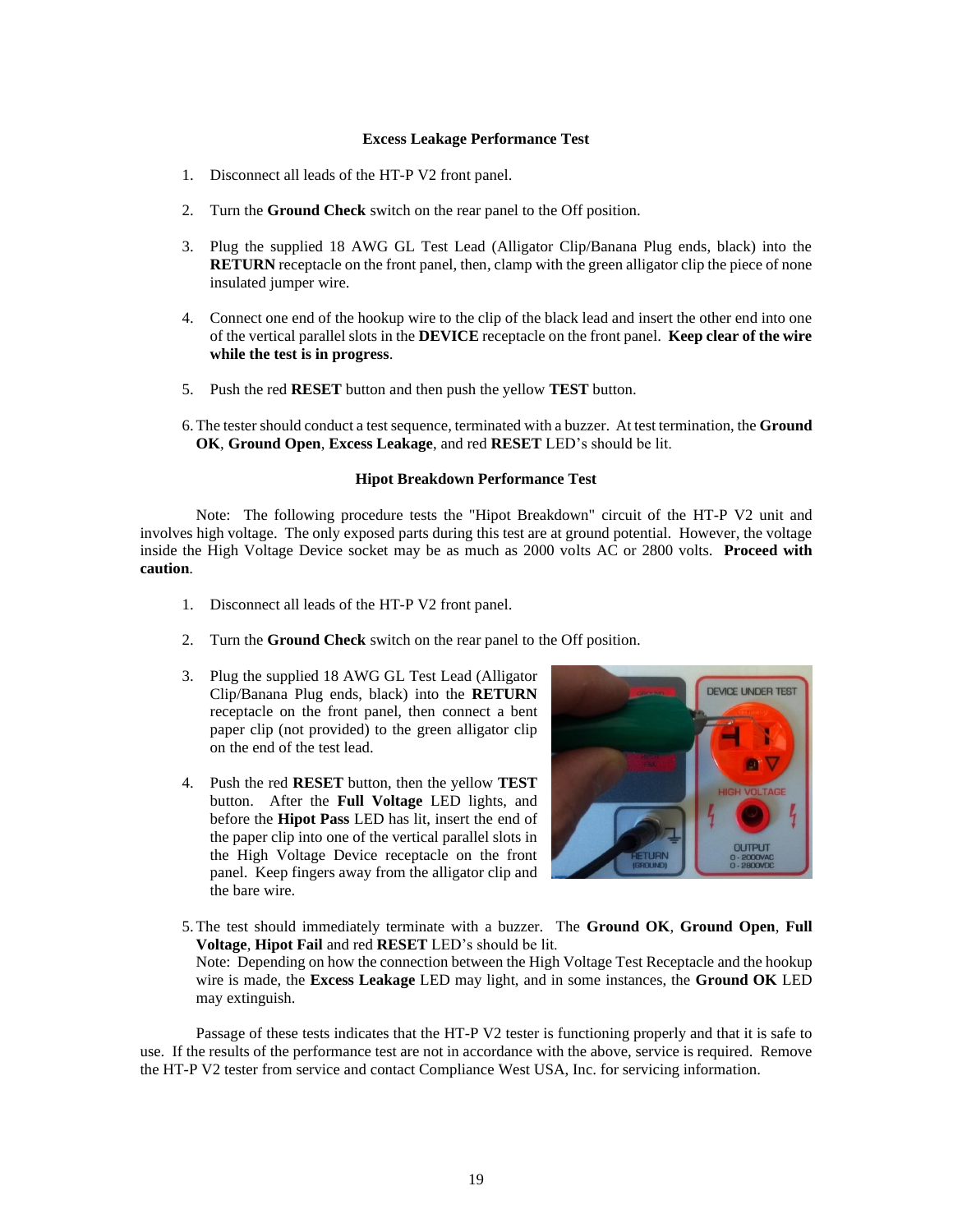### Excess Leakage Performance Test

1. Disconnect all leads of the HT-P V2 front panel.

2. Turn the **Ground Check** switch on the rear panel to the Off position.

3. Plug the supplied 18 AWG GL Test Lead (Alligator Clip/Banana Plug ends, black) into the **RETURN** receptacle on the front panel, then, clamp with the green alligator clip the piece of none insulated jumper wire.

4. Connect one end of the hookup wire to the clip of the black lead and insert the other end into one of the vertical parallel slots in the **DEVICE** receptacle on the front panel. **Keep clear of the wire while the test is in progress**.

5. Push the red **RESET** button and then push the yellow **TEST** button.

6. The tester should conduct a test sequence, terminated with a buzzer. At test termination, the **Ground OK**, **Ground Open**, **Excess Leakage**, and red **RESET** LED's should be lit.

### Hipot Breakdown Performance Test

Note: The following procedure tests the "Hipot Breakdown" circuit of the HT-P V2 unit and involves high voltage. The only exposed parts during this test are at ground potential. However, the voltage inside the High Voltage Device socket may be as much as 2000 volts AC or 2800 volts. **Proceed with caution**.

1. Disconnect all leads of the HT-P V2 front panel.

2. Turn the **Ground Check** switch on the rear panel to the Off position.

3. Plug the supplied 18 AWG GL Test Lead (Alligator Clip/Banana Plug ends, black) into the **RETURN** receptacle on the front panel, then connect a bent paper clip (not provided) to the green alligator clip on the end of the test lead.

4. Push the red **RESET** button, then the yellow **TEST** button. After the **Full Voltage** LED lights, and before the **Hipot Pass** LED has lit, insert the end of the paper clip into one of the vertical parallel slots in the High Voltage Device receptacle on the front panel. Keep fingers away from the alligator clip and the bare wire.

5. The test should immediately terminate with a buzzer. The **Ground OK**, **Ground Open**, **Full Voltage**, **Hipot Fail** and red **RESET** LED's should be lit.
   Note: Depending on how the connection between the High Voltage Test Receptacle and the hookup wire is made, the **Excess Leakage** LED may light, and in some instances, the **Ground OK** LED may extinguish.

Passage of these tests indicates that the HT-P V2 tester is functioning properly and that it is safe to use. If the results of the performance test are not in accordance with the above, service is required. Remove the HT-P V2 tester from service and contact Compliance West USA, Inc. for servicing information.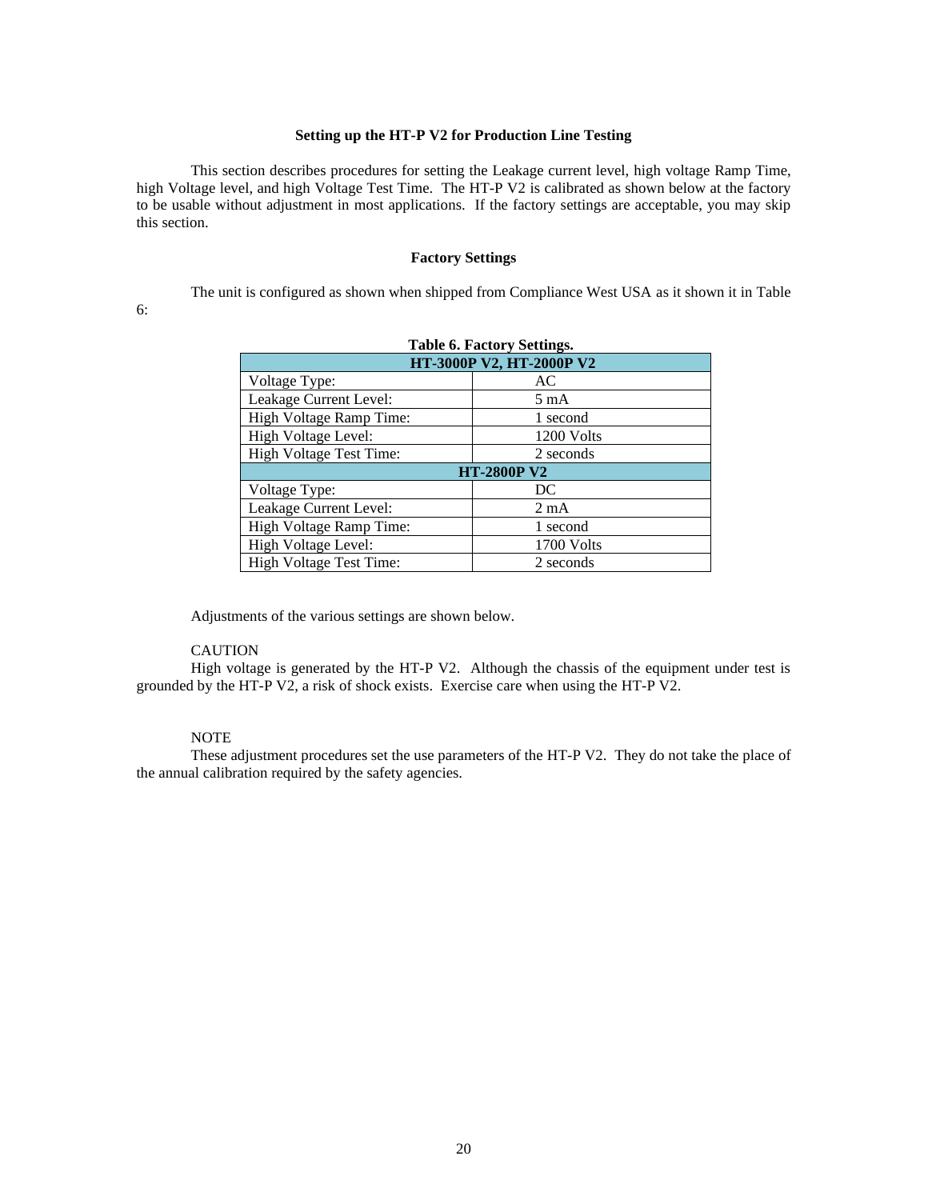## Setting up the HT-P V2 for Production Line Testing

This section describes procedures for setting the Leakage current level, high voltage Ramp Time, high Voltage level, and high Voltage Test Time. The HT-P V2 is calibrated as shown below at the factory to be usable without adjustment in most applications. If the factory settings are acceptable, you may skip this section.

### Factory Settings

The unit is configured as shown when shipped from Compliance West USA as it shown it in Table 6:

**Table 6. Factory Settings.**

| HT-3000P V2, HT-2000P V2 | |
|---|---|
| Voltage Type: | AC |
| Leakage Current Level: | 5 mA |
| High Voltage Ramp Time: | 1 second |
| High Voltage Level: | 1200 Volts |
| High Voltage Test Time: | 2 seconds |
| **HT-2800P V2** | |
| Voltage Type: | DC |
| Leakage Current Level: | 2 mA |
| High Voltage Ramp Time: | 1 second |
| High Voltage Level: | 1700 Volts |
| High Voltage Test Time: | 2 seconds |

Adjustments of the various settings are shown below.

CAUTION

High voltage is generated by the HT-P V2. Although the chassis of the equipment under test is grounded by the HT-P V2, a risk of shock exists. Exercise care when using the HT-P V2.

NOTE

These adjustment procedures set the use parameters of the HT-P V2. They do not take the place of the annual calibration required by the safety agencies.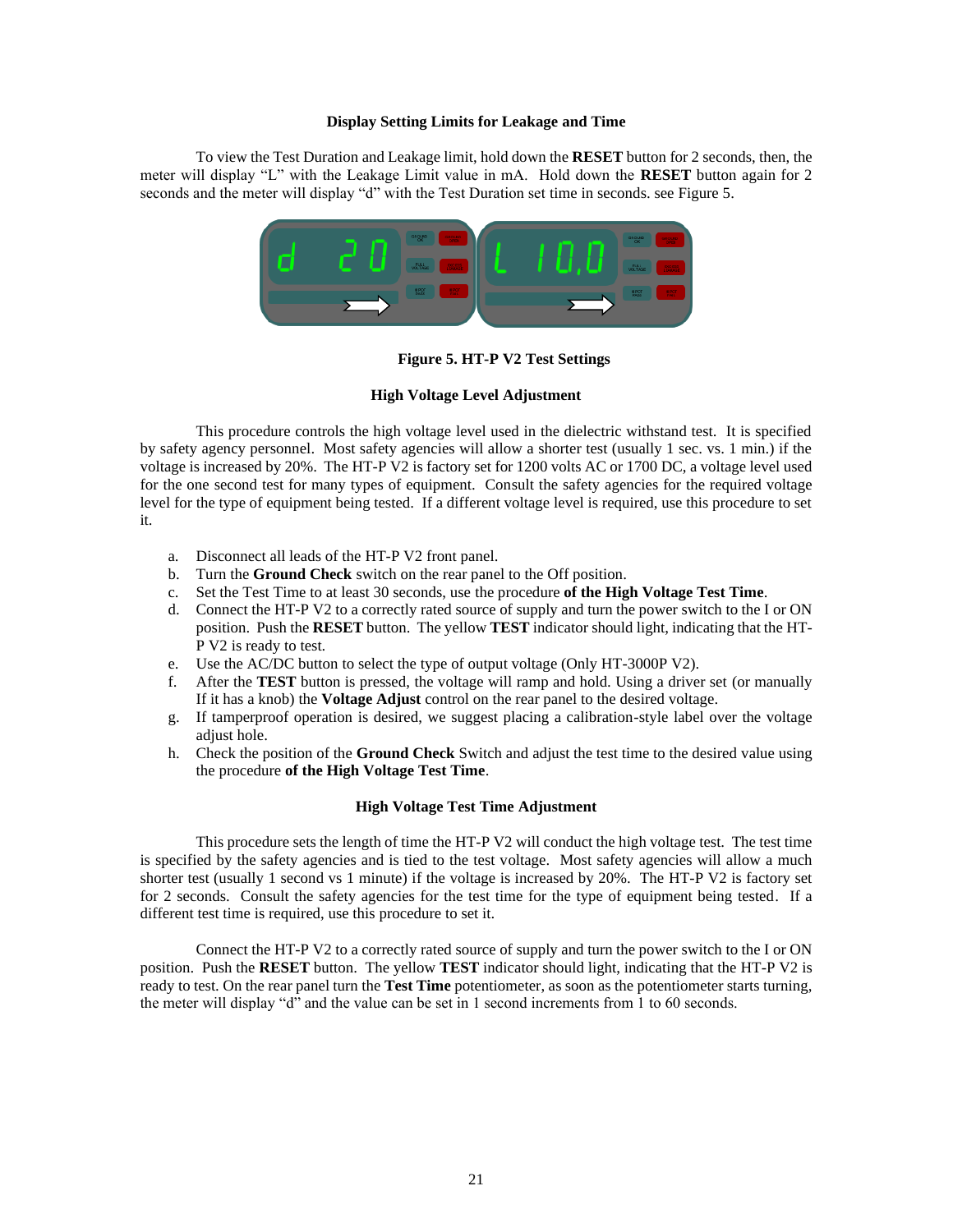### Display Setting Limits for Leakage and Time

To view the Test Duration and Leakage limit, hold down the **RESET** button for 2 seconds, then, the meter will display "L" with the Leakage Limit value in mA. Hold down the **RESET** button again for 2 seconds and the meter will display "d" with the Test Duration set time in seconds. see Figure 5.

**Figure 5. HT-P V2 Test Settings**

### High Voltage Level Adjustment

This procedure controls the high voltage level used in the dielectric withstand test. It is specified by safety agency personnel. Most safety agencies will allow a shorter test (usually 1 sec. vs. 1 min.) if the voltage is increased by 20%. The HT-P V2 is factory set for 1200 volts AC or 1700 DC, a voltage level used for the one second test for many types of equipment. Consult the safety agencies for the required voltage level for the type of equipment being tested. If a different voltage level is required, use this procedure to set it.

a. Disconnect all leads of the HT-P V2 front panel.
b. Turn the **Ground Check** switch on the rear panel to the Off position.
c. Set the Test Time to at least 30 seconds, use the procedure **of the High Voltage Test Time**.
d. Connect the HT-P V2 to a correctly rated source of supply and turn the power switch to the I or ON position. Push the **RESET** button. The yellow **TEST** indicator should light, indicating that the HT-P V2 is ready to test.
e. Use the AC/DC button to select the type of output voltage (Only HT-3000P V2).
f. After the **TEST** button is pressed, the voltage will ramp and hold. Using a driver set (or manually If it has a knob) the **Voltage Adjust** control on the rear panel to the desired voltage.
g. If tamperproof operation is desired, we suggest placing a calibration-style label over the voltage adjust hole.
h. Check the position of the **Ground Check** Switch and adjust the test time to the desired value using the procedure **of the High Voltage Test Time**.

### High Voltage Test Time Adjustment

This procedure sets the length of time the HT-P V2 will conduct the high voltage test. The test time is specified by the safety agencies and is tied to the test voltage. Most safety agencies will allow a much shorter test (usually 1 second vs 1 minute) if the voltage is increased by 20%. The HT-P V2 is factory set for 2 seconds. Consult the safety agencies for the test time for the type of equipment being tested. If a different test time is required, use this procedure to set it.

Connect the HT-P V2 to a correctly rated source of supply and turn the power switch to the I or ON position. Push the **RESET** button. The yellow **TEST** indicator should light, indicating that the HT-P V2 is ready to test. On the rear panel turn the **Test Time** potentiometer, as soon as the potentiometer starts turning, the meter will display "d" and the value can be set in 1 second increments from 1 to 60 seconds.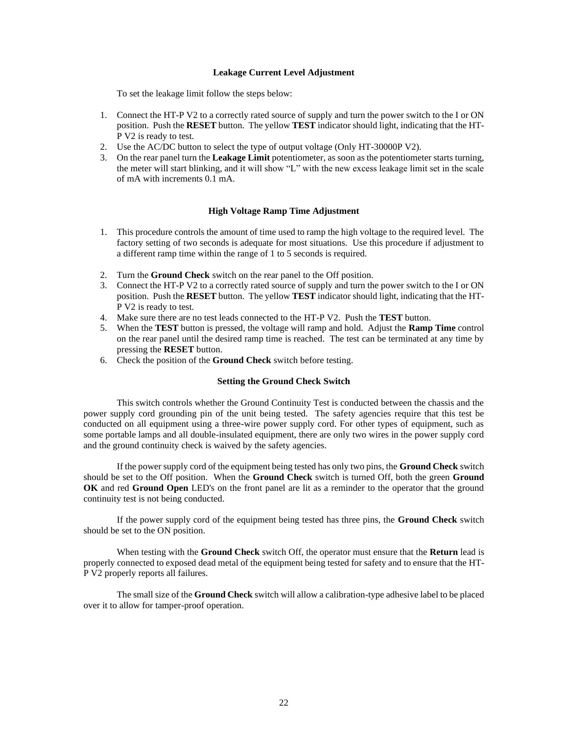### Leakage Current Level Adjustment

To set the leakage limit follow the steps below:

1. Connect the HT-P V2 to a correctly rated source of supply and turn the power switch to the I or ON position. Push the **RESET** button. The yellow **TEST** indicator should light, indicating that the HT-P V2 is ready to test.
2. Use the AC/DC button to select the type of output voltage (Only HT-30000P V2).
3. On the rear panel turn the **Leakage Limit** potentiometer, as soon as the potentiometer starts turning, the meter will start blinking, and it will show "L" with the new excess leakage limit set in the scale of mA with increments 0.1 mA.

### High Voltage Ramp Time Adjustment

1. This procedure controls the amount of time used to ramp the high voltage to the required level. The factory setting of two seconds is adequate for most situations. Use this procedure if adjustment to a different ramp time within the range of 1 to 5 seconds is required.
2. Turn the **Ground Check** switch on the rear panel to the Off position.
3. Connect the HT-P V2 to a correctly rated source of supply and turn the power switch to the I or ON position. Push the **RESET** button. The yellow **TEST** indicator should light, indicating that the HT-P V2 is ready to test.
4. Make sure there are no test leads connected to the HT-P V2. Push the **TEST** button.
5. When the **TEST** button is pressed, the voltage will ramp and hold. Adjust the **Ramp Time** control on the rear panel until the desired ramp time is reached. The test can be terminated at any time by pressing the **RESET** button.
6. Check the position of the **Ground Check** switch before testing.

### Setting the Ground Check Switch

This switch controls whether the Ground Continuity Test is conducted between the chassis and the power supply cord grounding pin of the unit being tested. The safety agencies require that this test be conducted on all equipment using a three-wire power supply cord. For other types of equipment, such as some portable lamps and all double-insulated equipment, there are only two wires in the power supply cord and the ground continuity check is waived by the safety agencies.

If the power supply cord of the equipment being tested has only two pins, the **Ground Check** switch should be set to the Off position. When the **Ground Check** switch is turned Off, both the green **Ground OK** and red **Ground Open** LED's on the front panel are lit as a reminder to the operator that the ground continuity test is not being conducted.

If the power supply cord of the equipment being tested has three pins, the **Ground Check** switch should be set to the ON position.

When testing with the **Ground Check** switch Off, the operator must ensure that the **Return** lead is properly connected to exposed dead metal of the equipment being tested for safety and to ensure that the HT-P V2 properly reports all failures.

The small size of the **Ground Check** switch will allow a calibration-type adhesive label to be placed over it to allow for tamper-proof operation.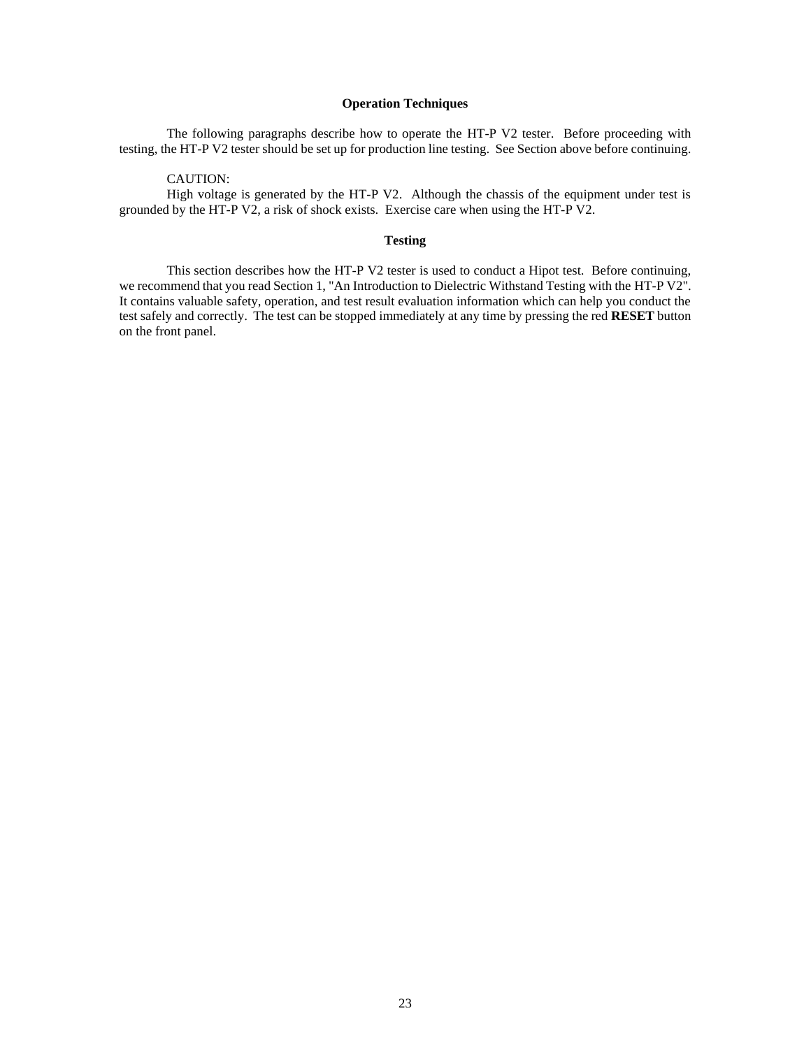## Operation Techniques

The following paragraphs describe how to operate the HT-P V2 tester. Before proceeding with testing, the HT-P V2 tester should be set up for production line testing. See Section above before continuing.

CAUTION:
High voltage is generated by the HT-P V2. Although the chassis of the equipment under test is grounded by the HT-P V2, a risk of shock exists. Exercise care when using the HT-P V2.

## Testing

This section describes how the HT-P V2 tester is used to conduct a Hipot test. Before continuing, we recommend that you read Section 1, "An Introduction to Dielectric Withstand Testing with the HT-P V2". It contains valuable safety, operation, and test result evaluation information which can help you conduct the test safely and correctly. The test can be stopped immediately at any time by pressing the red **RESET** button on the front panel.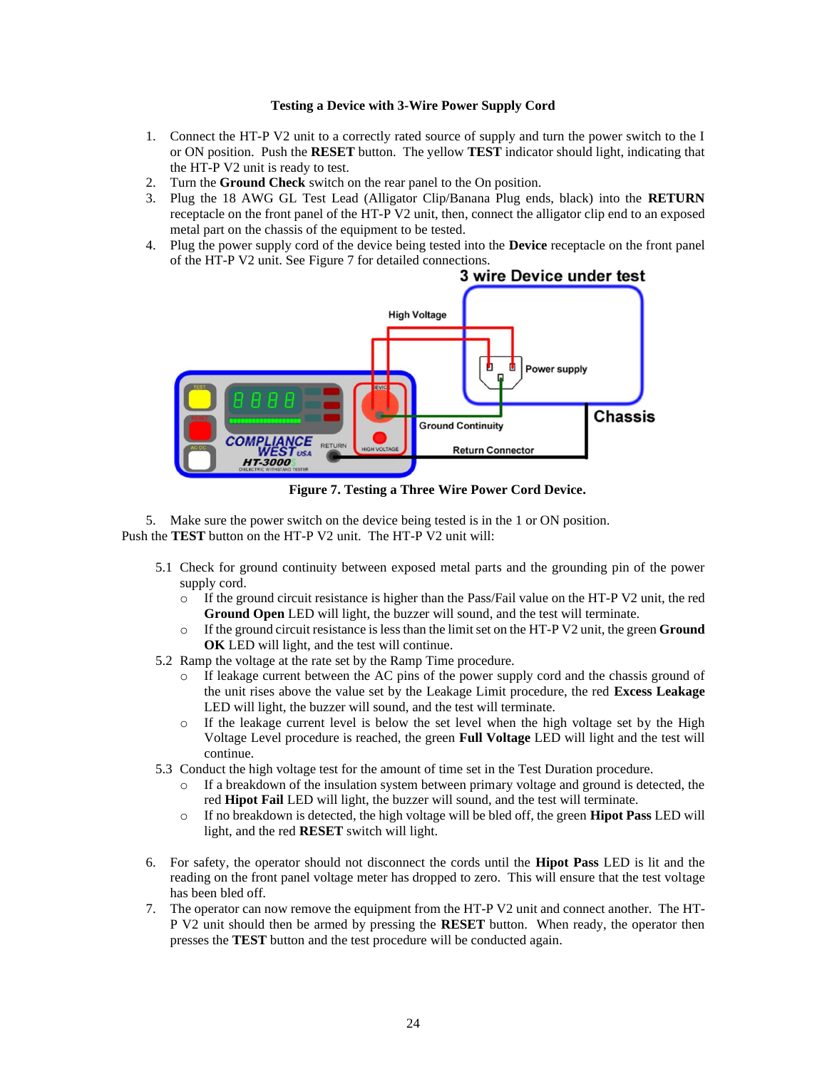**Testing a Device with 3-Wire Power Supply Cord**

1. Connect the HT-P V2 unit to a correctly rated source of supply and turn the power switch to the I or ON position. Push the **RESET** button. The yellow **TEST** indicator should light, indicating that the HT-P V2 unit is ready to test.
2. Turn the **Ground Check** switch on the rear panel to the On position.
3. Plug the 18 AWG GL Test Lead (Alligator Clip/Banana Plug ends, black) into the **RETURN** receptacle on the front panel of the HT-P V2 unit, then, connect the alligator clip end to an exposed metal part on the chassis of the equipment to be tested.
4. Plug the power supply cord of the device being tested into the **Device** receptacle on the front panel of the HT-P V2 unit. See Figure 7 for detailed connections.

**Figure 7. Testing a Three Wire Power Cord Device.**

5. Make sure the power switch on the device being tested is in the 1 or ON position.

Push the **TEST** button on the HT-P V2 unit. The HT-P V2 unit will:

5.1 Check for ground continuity between exposed metal parts and the grounding pin of the power supply cord.
   - If the ground circuit resistance is higher than the Pass/Fail value on the HT-P V2 unit, the red **Ground Open** LED will light, the buzzer will sound, and the test will terminate.
   - If the ground circuit resistance is less than the limit set on the HT-P V2 unit, the green **Ground OK** LED will light, and the test will continue.

5.2 Ramp the voltage at the rate set by the Ramp Time procedure.
   - If leakage current between the AC pins of the power supply cord and the chassis ground of the unit rises above the value set by the Leakage Limit procedure, the red **Excess Leakage** LED will light, the buzzer will sound, and the test will terminate.
   - If the leakage current level is below the set level when the high voltage set by the High Voltage Level procedure is reached, the green **Full Voltage** LED will light and the test will continue.

5.3 Conduct the high voltage test for the amount of time set in the Test Duration procedure.
   - If a breakdown of the insulation system between primary voltage and ground is detected, the red **Hipot Fail** LED will light, the buzzer will sound, and the test will terminate.
   - If no breakdown is detected, the high voltage will be bled off, the green **Hipot Pass** LED will light, and the red **RESET** switch will light.

6. For safety, the operator should not disconnect the cords until the **Hipot Pass** LED is lit and the reading on the front panel voltage meter has dropped to zero. This will ensure that the test voltage has been bled off.
7. The operator can now remove the equipment from the HT-P V2 unit and connect another. The HT-P V2 unit should then be armed by pressing the **RESET** button. When ready, the operator then presses the **TEST** button and the test procedure will be conducted again.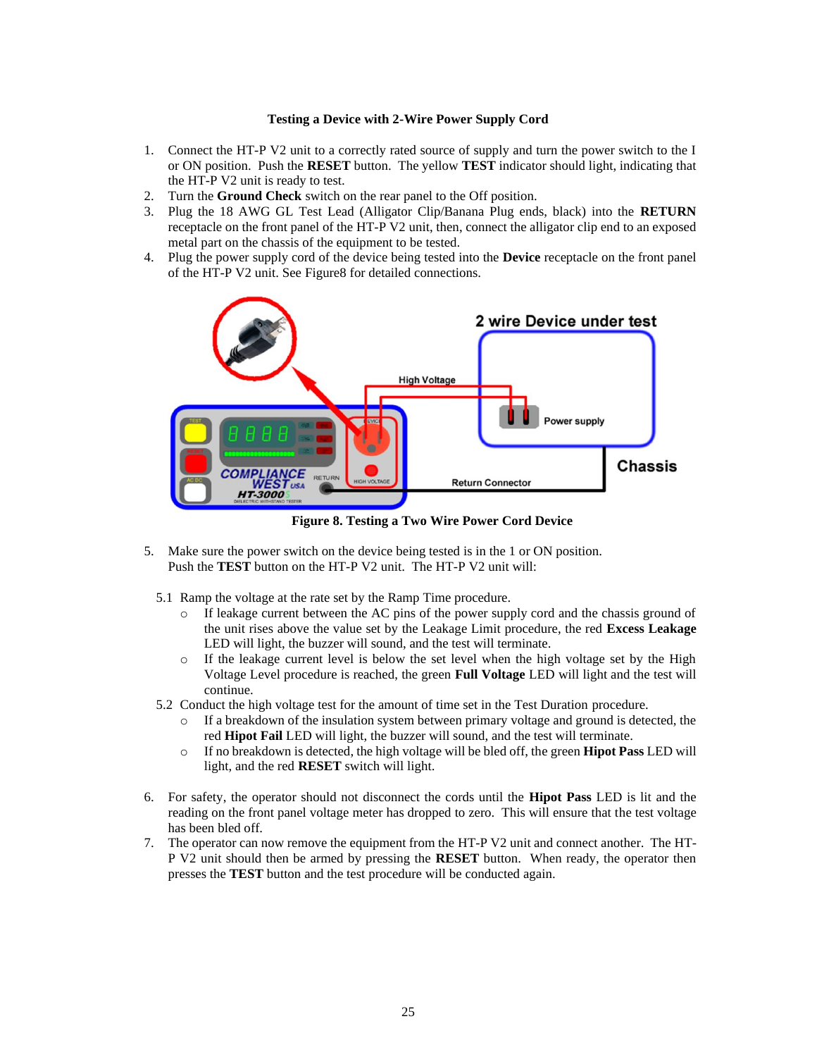### Testing a Device with 2-Wire Power Supply Cord

1. Connect the HT-P V2 unit to a correctly rated source of supply and turn the power switch to the I or ON position. Push the **RESET** button. The yellow **TEST** indicator should light, indicating that the HT-P V2 unit is ready to test.
2. Turn the **Ground Check** switch on the rear panel to the Off position.
3. Plug the 18 AWG GL Test Lead (Alligator Clip/Banana Plug ends, black) into the **RETURN** receptacle on the front panel of the HT-P V2 unit, then, connect the alligator clip end to an exposed metal part on the chassis of the equipment to be tested.
4. Plug the power supply cord of the device being tested into the **Device** receptacle on the front panel of the HT-P V2 unit. See Figure8 for detailed connections.

**Figure 8. Testing a Two Wire Power Cord Device**

5. Make sure the power switch on the device being tested is in the 1 or ON position.
   Push the **TEST** button on the HT-P V2 unit. The HT-P V2 unit will:

   5.1 Ramp the voltage at the rate set by the Ramp Time procedure.
   - If leakage current between the AC pins of the power supply cord and the chassis ground of the unit rises above the value set by the Leakage Limit procedure, the red **Excess Leakage** LED will light, the buzzer will sound, and the test will terminate.
   - If the leakage current level is below the set level when the high voltage set by the High Voltage Level procedure is reached, the green **Full Voltage** LED will light and the test will continue.

   5.2 Conduct the high voltage test for the amount of time set in the Test Duration procedure.
   - If a breakdown of the insulation system between primary voltage and ground is detected, the red **Hipot Fail** LED will light, the buzzer will sound, and the test will terminate.
   - If no breakdown is detected, the high voltage will be bled off, the green **Hipot Pass** LED will light, and the red **RESET** switch will light.

6. For safety, the operator should not disconnect the cords until the **Hipot Pass** LED is lit and the reading on the front panel voltage meter has dropped to zero. This will ensure that the test voltage has been bled off.
7. The operator can now remove the equipment from the HT-P V2 unit and connect another. The HT-P V2 unit should then be armed by pressing the **RESET** button. When ready, the operator then presses the **TEST** button and the test procedure will be conducted again.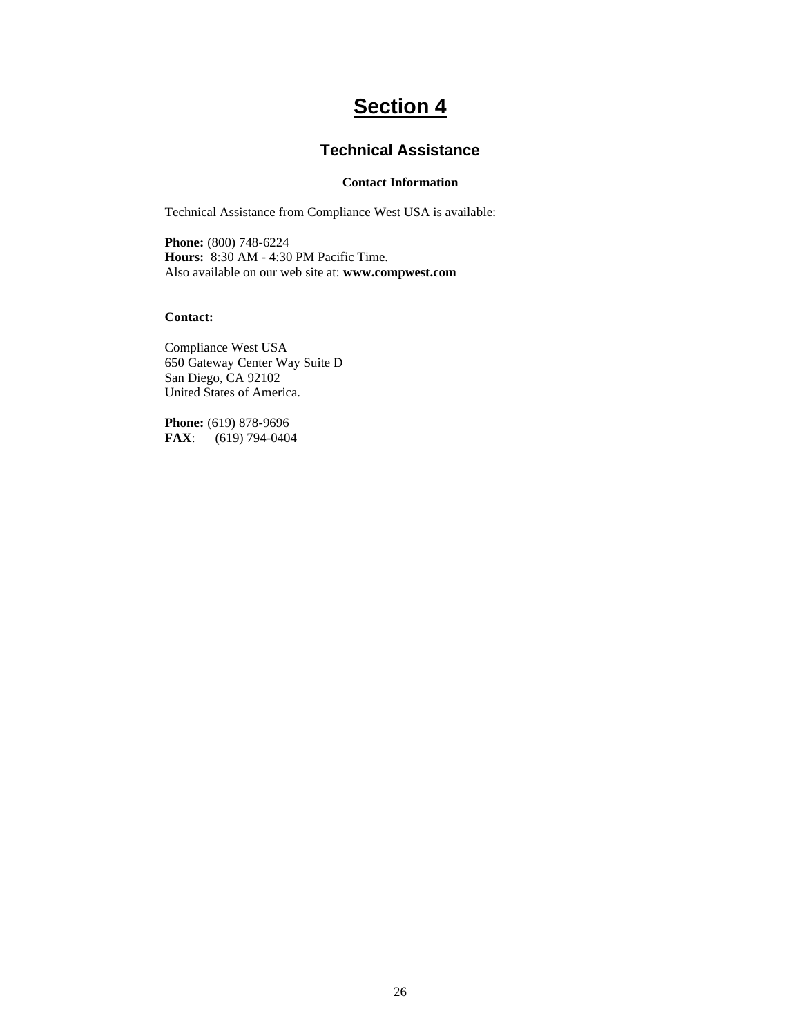# Section 4

## Technical Assistance

### Contact Information

Technical Assistance from Compliance West USA is available:

**Phone:** (800) 748-6224
**Hours:** 8:30 AM - 4:30 PM Pacific Time.
Also available on our web site at: **www.compwest.com**

**Contact:**

Compliance West USA
650 Gateway Center Way Suite D
San Diego, CA 92102
United States of America.

**Phone:** (619) 878-9696
**FAX**: (619) 794-0404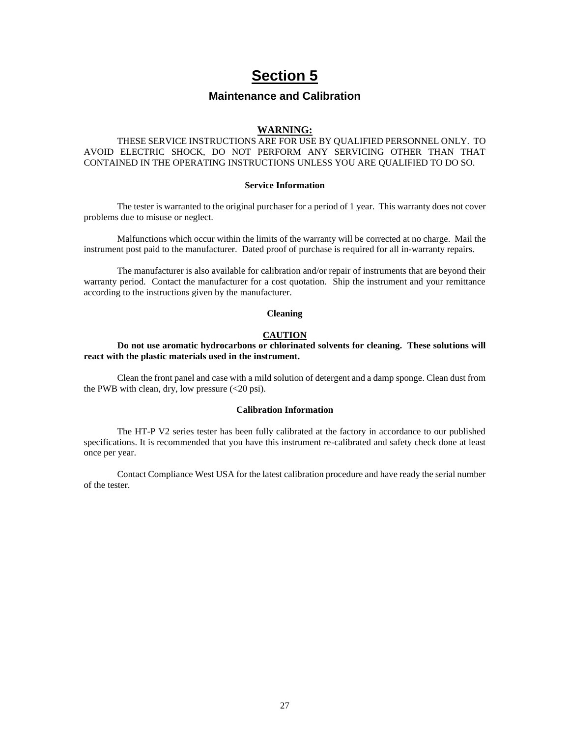# Section 5

## Maintenance and Calibration

**WARNING:**

THESE SERVICE INSTRUCTIONS ARE FOR USE BY QUALIFIED PERSONNEL ONLY. TO AVOID ELECTRIC SHOCK, DO NOT PERFORM ANY SERVICING OTHER THAN THAT CONTAINED IN THE OPERATING INSTRUCTIONS UNLESS YOU ARE QUALIFIED TO DO SO.

### Service Information

The tester is warranted to the original purchaser for a period of 1 year. This warranty does not cover problems due to misuse or neglect.

Malfunctions which occur within the limits of the warranty will be corrected at no charge. Mail the instrument post paid to the manufacturer. Dated proof of purchase is required for all in-warranty repairs.

The manufacturer is also available for calibration and/or repair of instruments that are beyond their warranty period. Contact the manufacturer for a cost quotation. Ship the instrument and your remittance according to the instructions given by the manufacturer.

### Cleaning

**CAUTION**

**Do not use aromatic hydrocarbons or chlorinated solvents for cleaning. These solutions will react with the plastic materials used in the instrument.**

Clean the front panel and case with a mild solution of detergent and a damp sponge. Clean dust from the PWB with clean, dry, low pressure (<20 psi).

### Calibration Information

The HT-P V2 series tester has been fully calibrated at the factory in accordance to our published specifications. It is recommended that you have this instrument re-calibrated and safety check done at least once per year.

Contact Compliance West USA for the latest calibration procedure and have ready the serial number of the tester.